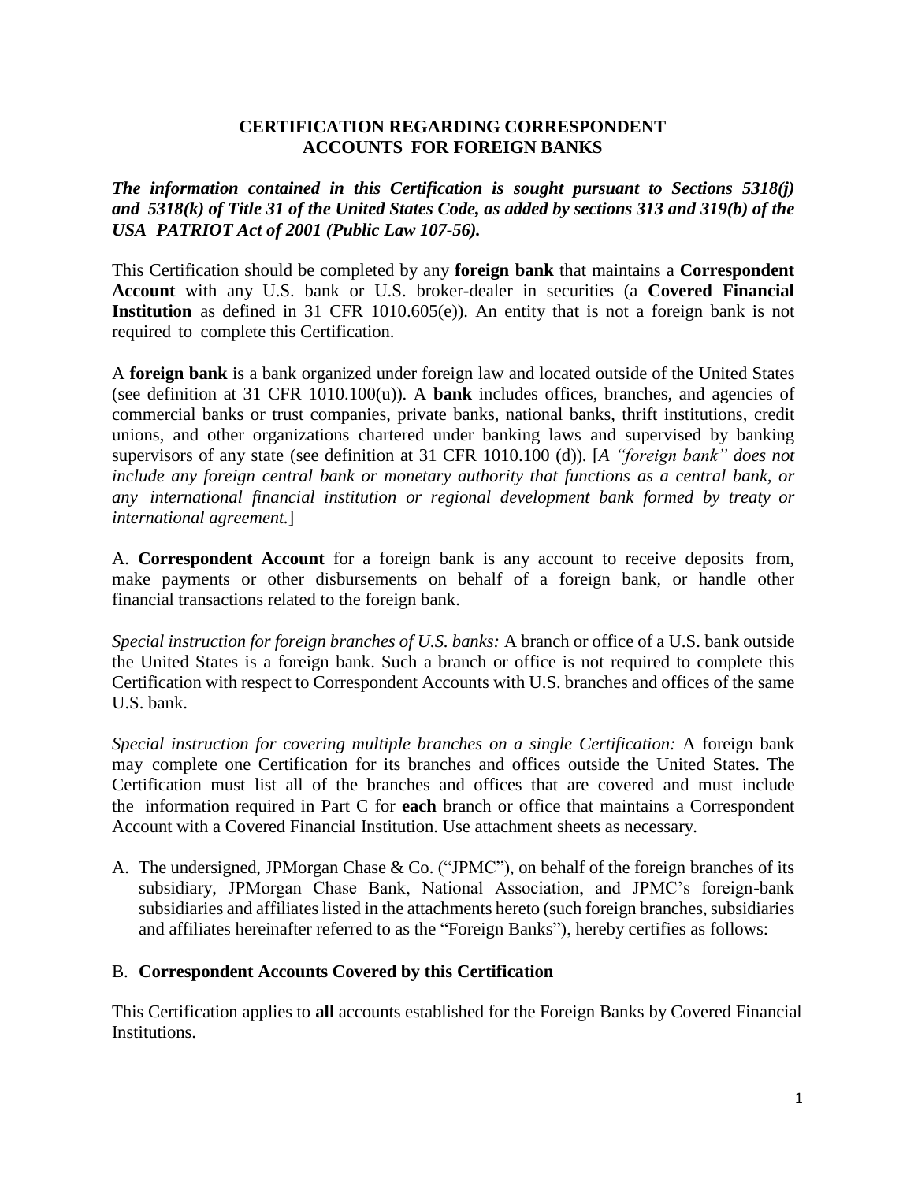## CERTIFICATION REGARDING CORRESPONDENT ACCOUNTS FOR FOREIGN BANKS

***The information contained in this Certification is sought pursuant to Sections 5318(j) and 5318(k) of Title 31 of the United States Code, as added by sections 313 and 319(b) of the USA PATRIOT Act of 2001 (Public Law 107-56).***

This Certification should be completed by any **foreign bank** that maintains a **Correspondent Account** with any U.S. bank or U.S. broker-dealer in securities (a **Covered Financial Institution** as defined in 31 CFR 1010.605(e)). An entity that is not a foreign bank is not required to complete this Certification.

A **foreign bank** is a bank organized under foreign law and located outside of the United States (see definition at 31 CFR 1010.100(u)). A **bank** includes offices, branches, and agencies of commercial banks or trust companies, private banks, national banks, thrift institutions, credit unions, and other organizations chartered under banking laws and supervised by banking supervisors of any state (see definition at 31 CFR 1010.100 (d)). [*A "foreign bank" does not include any foreign central bank or monetary authority that functions as a central bank, or any international financial institution or regional development bank formed by treaty or international agreement.*]

A. **Correspondent Account** for a foreign bank is any account to receive deposits from, make payments or other disbursements on behalf of a foreign bank, or handle other financial transactions related to the foreign bank.

*Special instruction for foreign branches of U.S. banks:* A branch or office of a U.S. bank outside the United States is a foreign bank. Such a branch or office is not required to complete this Certification with respect to Correspondent Accounts with U.S. branches and offices of the same U.S. bank.

*Special instruction for covering multiple branches on a single Certification:* A foreign bank may complete one Certification for its branches and offices outside the United States. The Certification must list all of the branches and offices that are covered and must include the information required in Part C for **each** branch or office that maintains a Correspondent Account with a Covered Financial Institution. Use attachment sheets as necessary.

A. The undersigned, JPMorgan Chase & Co. ("JPMC"), on behalf of the foreign branches of its subsidiary, JPMorgan Chase Bank, National Association, and JPMC's foreign-bank subsidiaries and affiliates listed in the attachments hereto (such foreign branches, subsidiaries and affiliates hereinafter referred to as the "Foreign Banks"), hereby certifies as follows:

B. **Correspondent Accounts Covered by this Certification**

This Certification applies to **all** accounts established for the Foreign Banks by Covered Financial Institutions.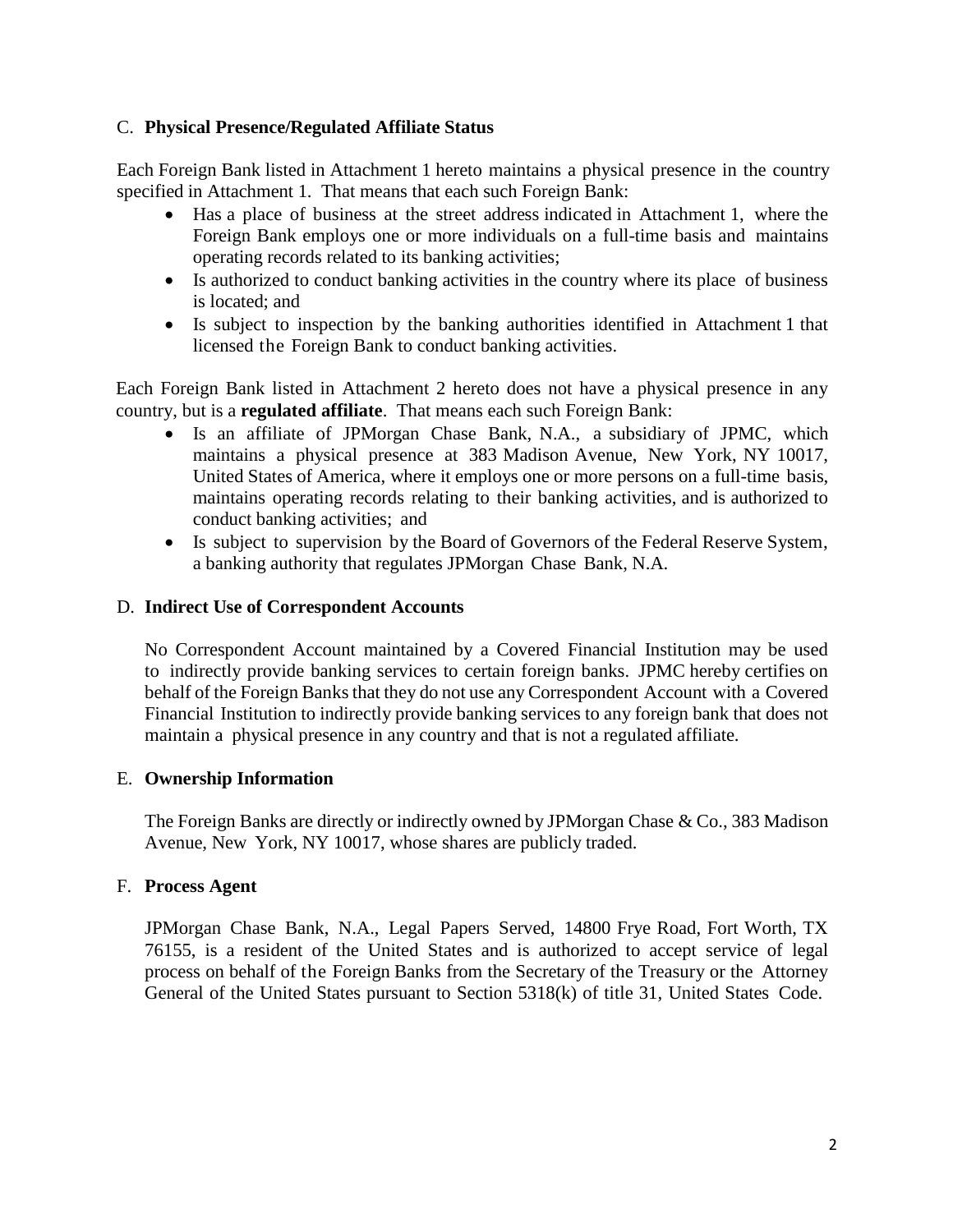## C. **Physical Presence/Regulated Affiliate Status**

Each Foreign Bank listed in Attachment 1 hereto maintains a physical presence in the country specified in Attachment 1. That means that each such Foreign Bank:

- Has a place of business at the street address indicated in Attachment 1, where the Foreign Bank employs one or more individuals on a full-time basis and maintains operating records related to its banking activities;
- Is authorized to conduct banking activities in the country where its place of business is located; and
- Is subject to inspection by the banking authorities identified in Attachment 1 that licensed the Foreign Bank to conduct banking activities.

Each Foreign Bank listed in Attachment 2 hereto does not have a physical presence in any country, but is a **regulated affiliate**. That means each such Foreign Bank:

- Is an affiliate of JPMorgan Chase Bank, N.A., a subsidiary of JPMC, which maintains a physical presence at 383 Madison Avenue, New York, NY 10017, United States of America, where it employs one or more persons on a full-time basis, maintains operating records relating to their banking activities, and is authorized to conduct banking activities; and
- Is subject to supervision by the Board of Governors of the Federal Reserve System, a banking authority that regulates JPMorgan Chase Bank, N.A.

## D. **Indirect Use of Correspondent Accounts**

No Correspondent Account maintained by a Covered Financial Institution may be used to indirectly provide banking services to certain foreign banks. JPMC hereby certifies on behalf of the Foreign Banks that they do not use any Correspondent Account with a Covered Financial Institution to indirectly provide banking services to any foreign bank that does not maintain a physical presence in any country and that is not a regulated affiliate.

## E. **Ownership Information**

The Foreign Banks are directly or indirectly owned by JPMorgan Chase & Co., 383 Madison Avenue, New York, NY 10017, whose shares are publicly traded.

## F. **Process Agent**

JPMorgan Chase Bank, N.A., Legal Papers Served, 14800 Frye Road, Fort Worth, TX 76155, is a resident of the United States and is authorized to accept service of legal process on behalf of the Foreign Banks from the Secretary of the Treasury or the Attorney General of the United States pursuant to Section 5318(k) of title 31, United States Code.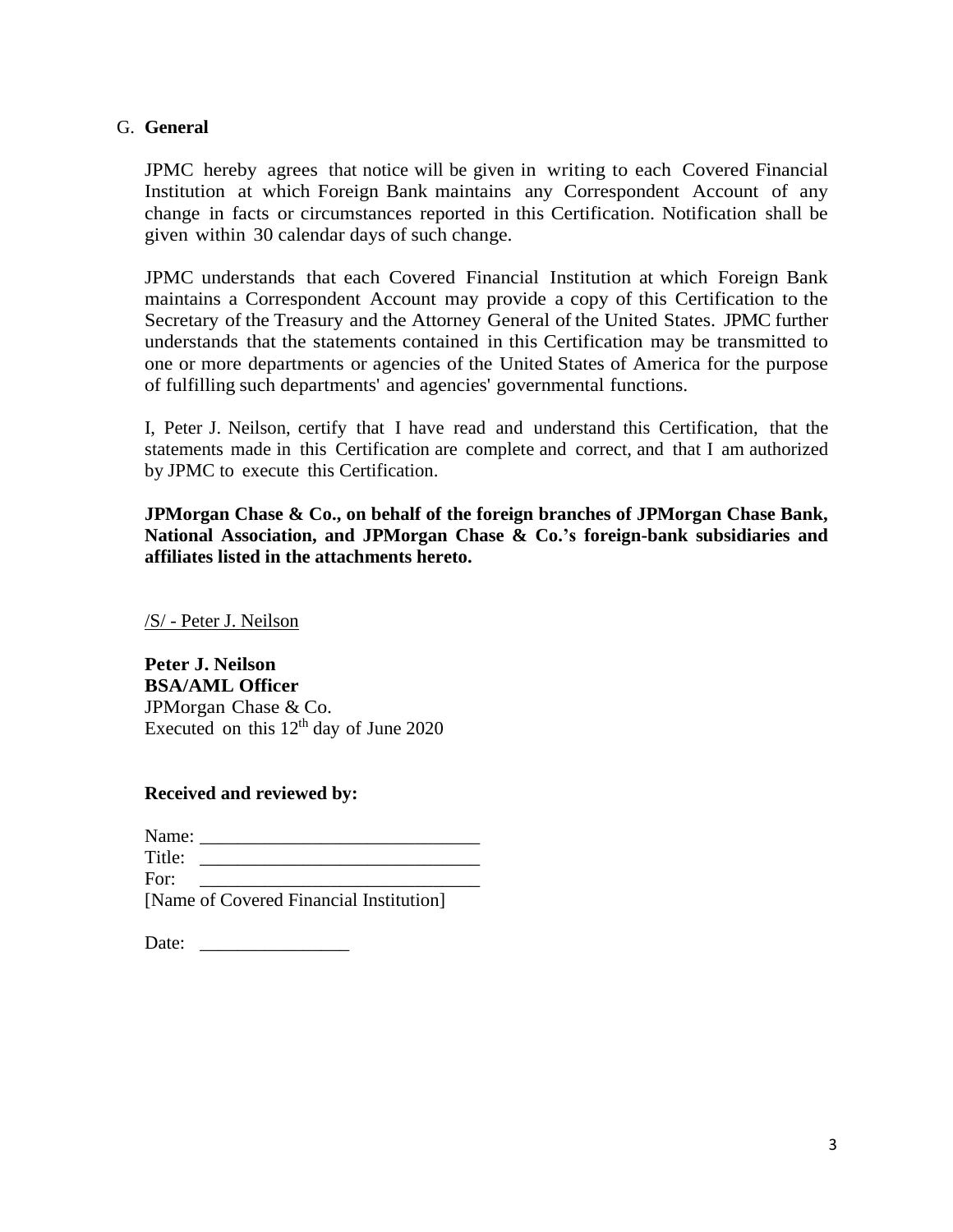## G. **General**

JPMC hereby agrees that notice will be given in writing to each Covered Financial Institution at which Foreign Bank maintains any Correspondent Account of any change in facts or circumstances reported in this Certification. Notification shall be given within 30 calendar days of such change.

JPMC understands that each Covered Financial Institution at which Foreign Bank maintains a Correspondent Account may provide a copy of this Certification to the Secretary of the Treasury and the Attorney General of the United States. JPMC further understands that the statements contained in this Certification may be transmitted to one or more departments or agencies of the United States of America for the purpose of fulfilling such departments' and agencies' governmental functions.

I, Peter J. Neilson, certify that I have read and understand this Certification, that the statements made in this Certification are complete and correct, and that I am authorized by JPMC to execute this Certification.

**JPMorgan Chase & Co., on behalf of the foreign branches of JPMorgan Chase Bank, National Association, and JPMorgan Chase & Co.'s foreign-bank subsidiaries and affiliates listed in the attachments hereto.**

/S/ - Peter J. Neilson

**Peter J. Neilson**
**BSA/AML Officer**
JPMorgan Chase & Co.
Executed on this 12th day of June 2020

**Received and reviewed by:**

Name: ______________________________
Title: ______________________________
For: ______________________________
[Name of Covered Financial Institution]

Date: ________________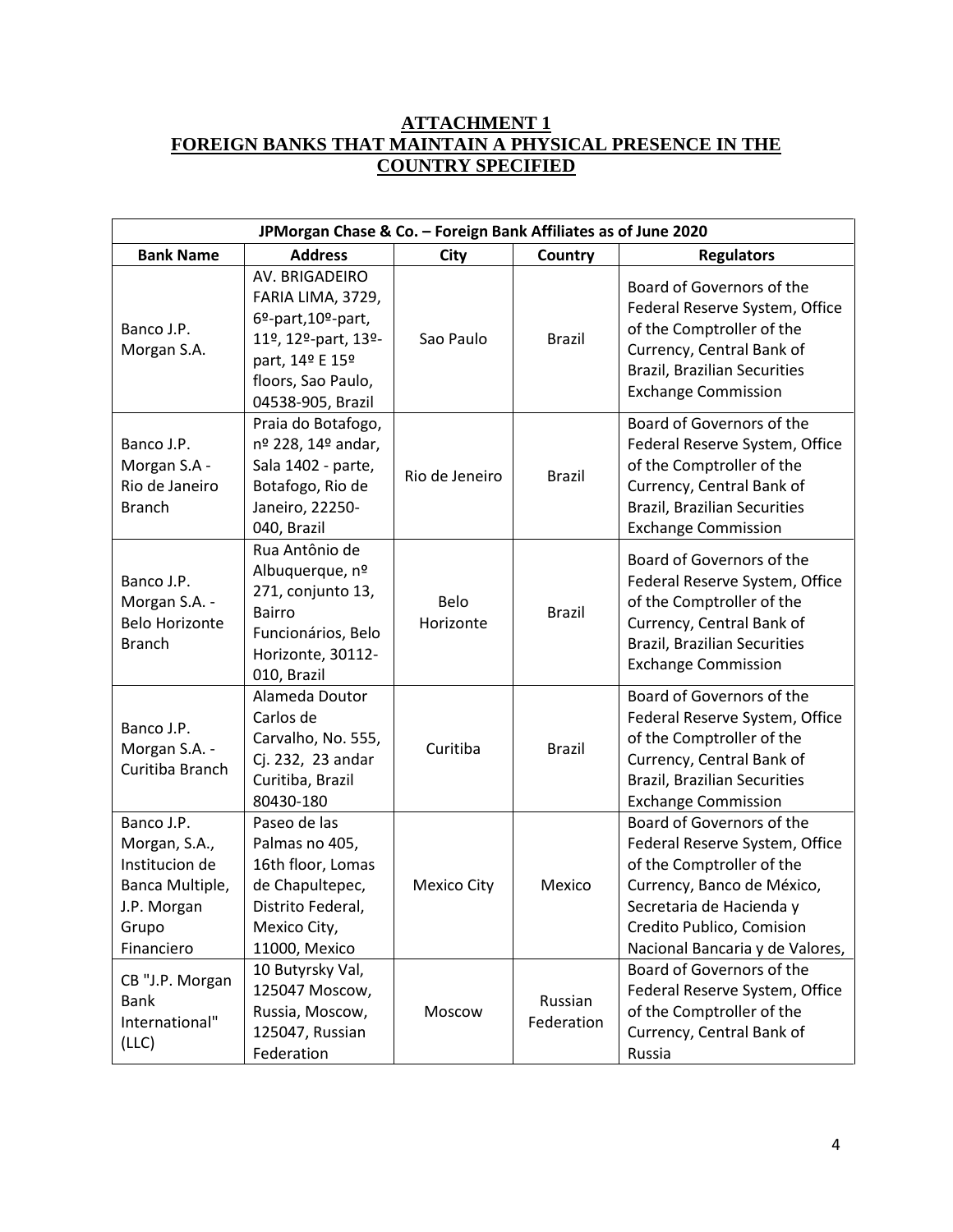# ATTACHMENT 1
# FOREIGN BANKS THAT MAINTAIN A PHYSICAL PRESENCE IN THE COUNTRY SPECIFIED

| JPMorgan Chase & Co. – Foreign Bank Affiliates as of June 2020 | | | | |
|---|---|---|---|---|
| **Bank Name** | **Address** | **City** | **Country** | **Regulators** |
| Banco J.P. Morgan S.A. | AV. BRIGADEIRO FARIA LIMA, 3729, 6º-part,10º-part, 11º, 12º-part, 13º-part, 14º E 15º floors, Sao Paulo, 04538-905, Brazil | Sao Paulo | Brazil | Board of Governors of the Federal Reserve System, Office of the Comptroller of the Currency, Central Bank of Brazil, Brazilian Securities Exchange Commission |
| Banco J.P. Morgan S.A - Rio de Janeiro Branch | Praia do Botafogo, nº 228, 14º andar, Sala 1402 - parte, Botafogo, Rio de Janeiro, 22250-040, Brazil | Rio de Jeneiro | Brazil | Board of Governors of the Federal Reserve System, Office of the Comptroller of the Currency, Central Bank of Brazil, Brazilian Securities Exchange Commission |
| Banco J.P. Morgan S.A. - Belo Horizonte Branch | Rua Antônio de Albuquerque, nº 271, conjunto 13, Bairro Funcionários, Belo Horizonte, 30112-010, Brazil | Belo Horizonte | Brazil | Board of Governors of the Federal Reserve System, Office of the Comptroller of the Currency, Central Bank of Brazil, Brazilian Securities Exchange Commission |
| Banco J.P. Morgan S.A. - Curitiba Branch | Alameda Doutor Carlos de Carvalho, No. 555, Cj. 232, 23 andar Curitiba, Brazil 80430-180 | Curitiba | Brazil | Board of Governors of the Federal Reserve System, Office of the Comptroller of the Currency, Central Bank of Brazil, Brazilian Securities Exchange Commission |
| Banco J.P. Morgan, S.A., Institucion de Banca Multiple, J.P. Morgan Grupo Financiero | Paseo de las Palmas no 405, 16th floor, Lomas de Chapultepec, Distrito Federal, Mexico City, 11000, Mexico | Mexico City | Mexico | Board of Governors of the Federal Reserve System, Office of the Comptroller of the Currency, Banco de México, Secretaria de Hacienda y Credito Publico, Comision Nacional Bancaria y de Valores, |
| CB "J.P. Morgan Bank International" (LLC) | 10 Butyrsky Val, 125047 Moscow, Russia, Moscow, 125047, Russian Federation | Moscow | Russian Federation | Board of Governors of the Federal Reserve System, Office of the Comptroller of the Currency, Central Bank of Russia |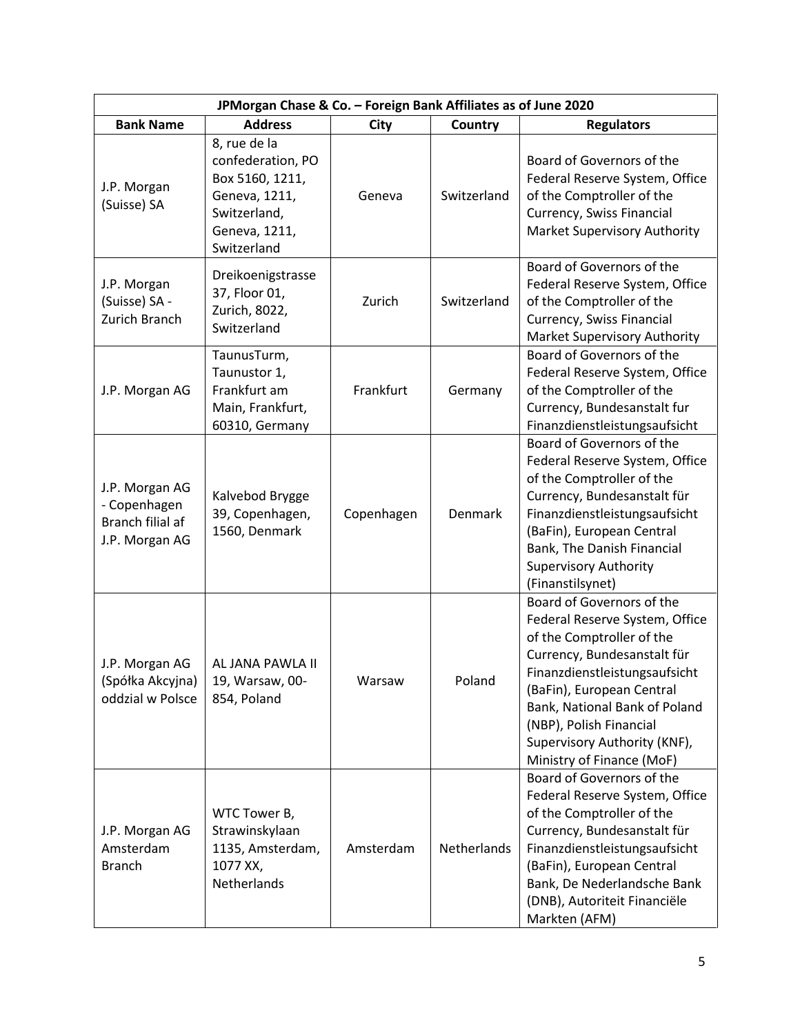| JPMorgan Chase & Co. – Foreign Bank Affiliates as of June 2020 | | | | |
|---|---|---|---|---|
| **Bank Name** | **Address** | **City** | **Country** | **Regulators** |
| J.P. Morgan (Suisse) SA | 8, rue de la confederation, PO Box 5160, 1211, Geneva, 1211, Switzerland, Geneva, 1211, Switzerland | Geneva | Switzerland | Board of Governors of the Federal Reserve System, Office of the Comptroller of the Currency, Swiss Financial Market Supervisory Authority |
| J.P. Morgan (Suisse) SA - Zurich Branch | Dreikoenigstrasse 37, Floor 01, Zurich, 8022, Switzerland | Zurich | Switzerland | Board of Governors of the Federal Reserve System, Office of the Comptroller of the Currency, Swiss Financial Market Supervisory Authority |
| J.P. Morgan AG | TaunusTurm, Taunustor 1, Frankfurt am Main, Frankfurt, 60310, Germany | Frankfurt | Germany | Board of Governors of the Federal Reserve System, Office of the Comptroller of the Currency, Bundesanstalt fur Finanzdienstleistungsaufsicht |
| J.P. Morgan AG - Copenhagen Branch filial af J.P. Morgan AG | Kalvebod Brygge 39, Copenhagen, 1560, Denmark | Copenhagen | Denmark | Board of Governors of the Federal Reserve System, Office of the Comptroller of the Currency, Bundesanstalt für Finanzdienstleistungsaufsicht (BaFin), European Central Bank, The Danish Financial Supervisory Authority (Finanstilsynet) |
| J.P. Morgan AG (Spółka Akcyjna) oddzial w Polsce | AL JANA PAWLA II 19, Warsaw, 00-854, Poland | Warsaw | Poland | Board of Governors of the Federal Reserve System, Office of the Comptroller of the Currency, Bundesanstalt für Finanzdienstleistungsaufsicht (BaFin), European Central Bank, National Bank of Poland (NBP), Polish Financial Supervisory Authority (KNF), Ministry of Finance (MoF) |
| J.P. Morgan AG Amsterdam Branch | WTC Tower B, Strawinskylaan 1135, Amsterdam, 1077 XX, Netherlands | Amsterdam | Netherlands | Board of Governors of the Federal Reserve System, Office of the Comptroller of the Currency, Bundesanstalt für Finanzdienstleistungsaufsicht (BaFin), European Central Bank, De Nederlandsche Bank (DNB), Autoriteit Financiële Markten (AFM) |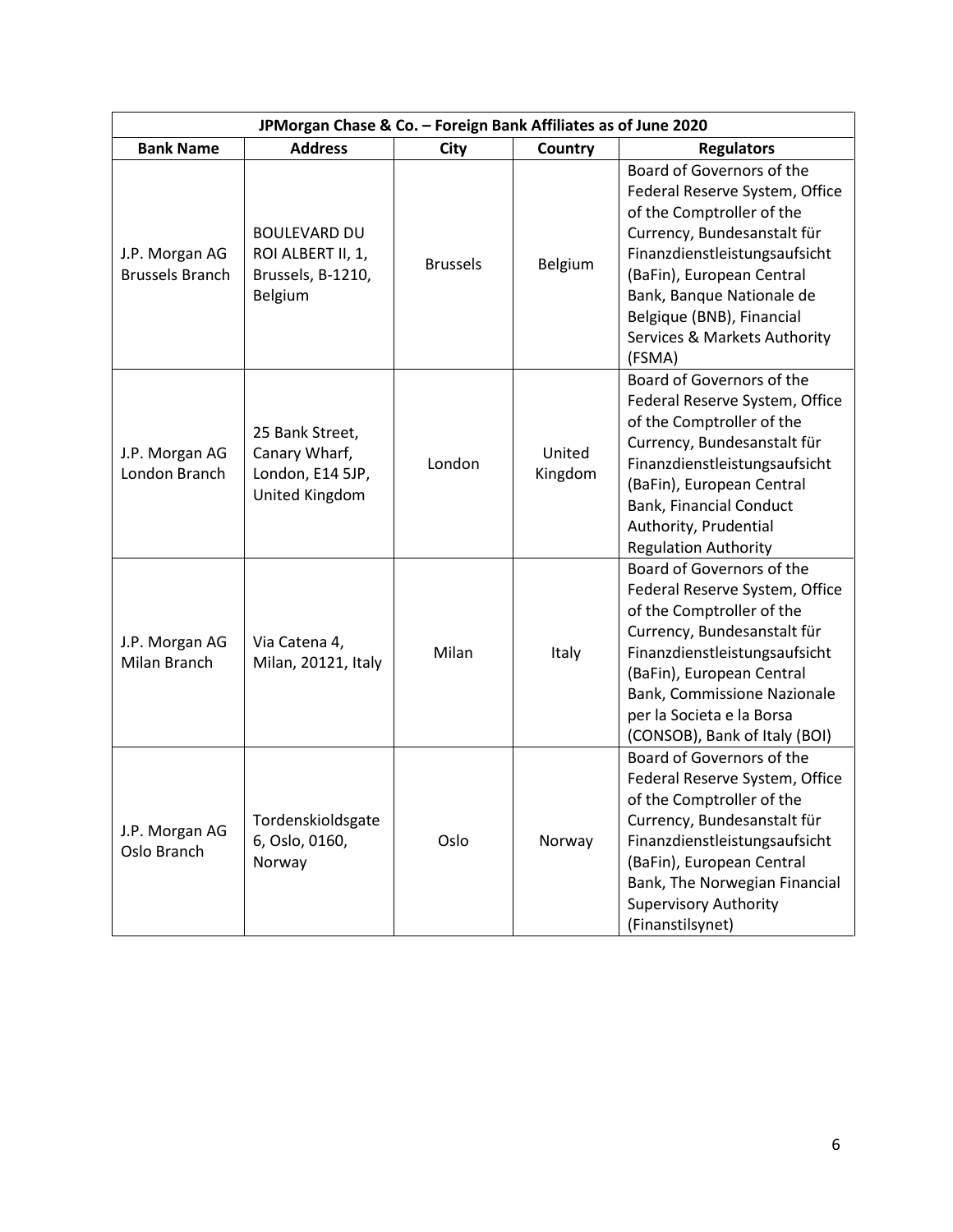| JPMorgan Chase & Co. – Foreign Bank Affiliates as of June 2020 | | | | |
|---|---|---|---|---|
| **Bank Name** | **Address** | **City** | **Country** | **Regulators** |
| J.P. Morgan AG Brussels Branch | BOULEVARD DU ROI ALBERT II, 1, Brussels, B-1210, Belgium | Brussels | Belgium | Board of Governors of the Federal Reserve System, Office of the Comptroller of the Currency, Bundesanstalt für Finanzdienstleistungsaufsicht (BaFin), European Central Bank, Banque Nationale de Belgique (BNB), Financial Services & Markets Authority (FSMA) |
| J.P. Morgan AG London Branch | 25 Bank Street, Canary Wharf, London, E14 5JP, United Kingdom | London | United Kingdom | Board of Governors of the Federal Reserve System, Office of the Comptroller of the Currency, Bundesanstalt für Finanzdienstleistungsaufsicht (BaFin), European Central Bank, Financial Conduct Authority, Prudential Regulation Authority |
| J.P. Morgan AG Milan Branch | Via Catena 4, Milan, 20121, Italy | Milan | Italy | Board of Governors of the Federal Reserve System, Office of the Comptroller of the Currency, Bundesanstalt für Finanzdienstleistungsaufsicht (BaFin), European Central Bank, Commissione Nazionale per la Societa e la Borsa (CONSOB), Bank of Italy (BOI) |
| J.P. Morgan AG Oslo Branch | Tordenskioldsgate 6, Oslo, 0160, Norway | Oslo | Norway | Board of Governors of the Federal Reserve System, Office of the Comptroller of the Currency, Bundesanstalt für Finanzdienstleistungsaufsicht (BaFin), European Central Bank, The Norwegian Financial Supervisory Authority (Finanstilsynet) |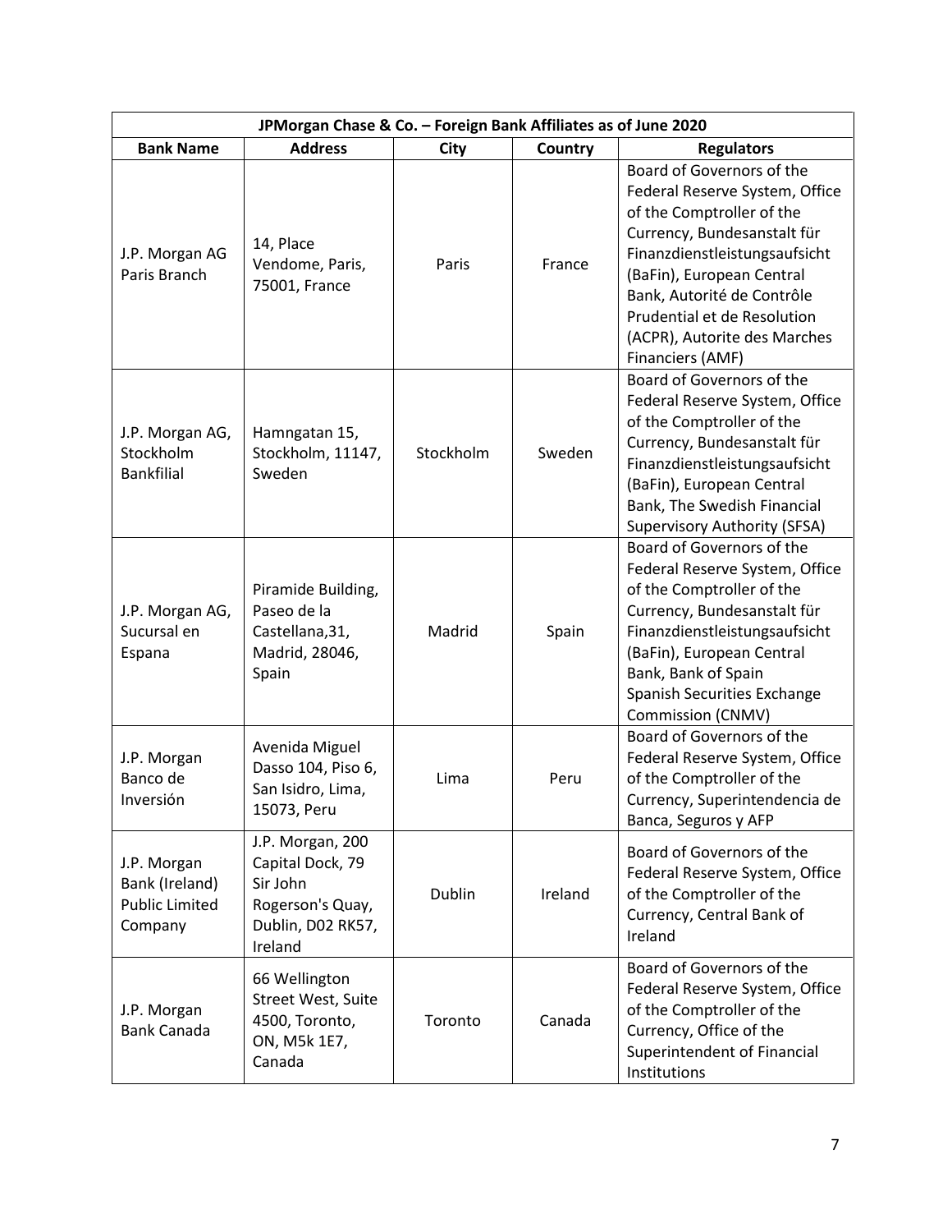| JPMorgan Chase & Co. – Foreign Bank Affiliates as of June 2020 | | | | |
|---|---|---|---|---|
| **Bank Name** | **Address** | **City** | **Country** | **Regulators** |
| J.P. Morgan AG Paris Branch | 14, Place Vendome, Paris, 75001, France | Paris | France | Board of Governors of the Federal Reserve System, Office of the Comptroller of the Currency, Bundesanstalt für Finanzdienstleistungsaufsicht (BaFin), European Central Bank, Autorité de Contrôle Prudential et de Resolution (ACPR), Autorite des Marches Financiers (AMF) |
| J.P. Morgan AG, Stockholm Bankfilial | Hamngatan 15, Stockholm, 11147, Sweden | Stockholm | Sweden | Board of Governors of the Federal Reserve System, Office of the Comptroller of the Currency, Bundesanstalt für Finanzdienstleistungsaufsicht (BaFin), European Central Bank, The Swedish Financial Supervisory Authority (SFSA) |
| J.P. Morgan AG, Sucursal en Espana | Piramide Building, Paseo de la Castellana,31, Madrid, 28046, Spain | Madrid | Spain | Board of Governors of the Federal Reserve System, Office of the Comptroller of the Currency, Bundesanstalt für Finanzdienstleistungsaufsicht (BaFin), European Central Bank, Bank of Spain Spanish Securities Exchange Commission (CNMV) |
| J.P. Morgan Banco de Inversión | Avenida Miguel Dasso 104, Piso 6, San Isidro, Lima, 15073, Peru | Lima | Peru | Board of Governors of the Federal Reserve System, Office of the Comptroller of the Currency, Superintendencia de Banca, Seguros y AFP |
| J.P. Morgan Bank (Ireland) Public Limited Company | J.P. Morgan, 200 Capital Dock, 79 Sir John Rogerson's Quay, Dublin, D02 RK57, Ireland | Dublin | Ireland | Board of Governors of the Federal Reserve System, Office of the Comptroller of the Currency, Central Bank of Ireland |
| J.P. Morgan Bank Canada | 66 Wellington Street West, Suite 4500, Toronto, ON, M5k 1E7, Canada | Toronto | Canada | Board of Governors of the Federal Reserve System, Office of the Comptroller of the Currency, Office of the Superintendent of Financial Institutions |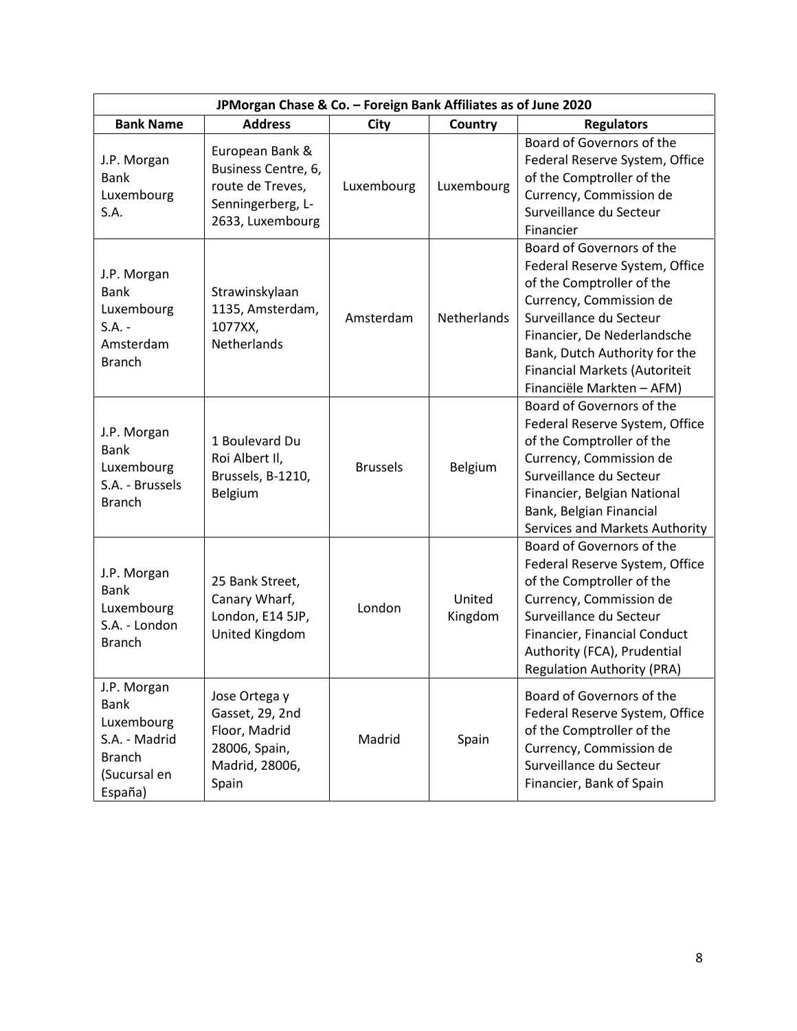| JPMorgan Chase & Co. – Foreign Bank Affiliates as of June 2020 | | | | |
|---|---|---|---|---|
| **Bank Name** | **Address** | **City** | **Country** | **Regulators** |
| J.P. Morgan Bank Luxembourg S.A. | European Bank & Business Centre, 6, route de Treves, Senningerberg, L-2633, Luxembourg | Luxembourg | Luxembourg | Board of Governors of the Federal Reserve System, Office of the Comptroller of the Currency, Commission de Surveillance du Secteur Financier |
| J.P. Morgan Bank Luxembourg S.A. - Amsterdam Branch | Strawinskylaan 1135, Amsterdam, 1077XX, Netherlands | Amsterdam | Netherlands | Board of Governors of the Federal Reserve System, Office of the Comptroller of the Currency, Commission de Surveillance du Secteur Financier, De Nederlandsche Bank, Dutch Authority for the Financial Markets (Autoriteit Financiële Markten – AFM) |
| J.P. Morgan Bank Luxembourg S.A. - Brussels Branch | 1 Boulevard Du Roi Albert II, Brussels, B-1210, Belgium | Brussels | Belgium | Board of Governors of the Federal Reserve System, Office of the Comptroller of the Currency, Commission de Surveillance du Secteur Financier, Belgian National Bank, Belgian Financial Services and Markets Authority |
| J.P. Morgan Bank Luxembourg S.A. - London Branch | 25 Bank Street, Canary Wharf, London, E14 5JP, United Kingdom | London | United Kingdom | Board of Governors of the Federal Reserve System, Office of the Comptroller of the Currency, Commission de Surveillance du Secteur Financier, Financial Conduct Authority (FCA), Prudential Regulation Authority (PRA) |
| J.P. Morgan Bank Luxembourg S.A. - Madrid Branch (Sucursal en España) | Jose Ortega y Gasset, 29, 2nd Floor, Madrid 28006, Spain, Madrid, 28006, Spain | Madrid | Spain | Board of Governors of the Federal Reserve System, Office of the Comptroller of the Currency, Commission de Surveillance du Secteur Financier, Bank of Spain |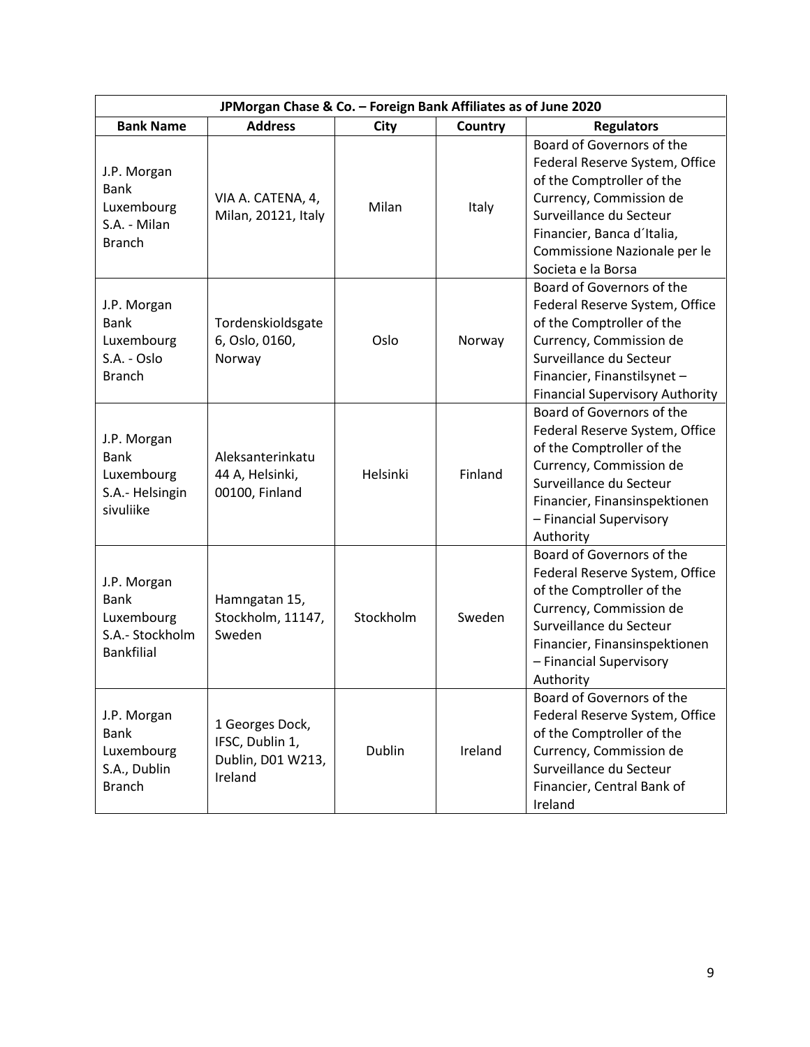| JPMorgan Chase & Co. – Foreign Bank Affiliates as of June 2020 | | | | |
|---|---|---|---|---|
| **Bank Name** | **Address** | **City** | **Country** | **Regulators** |
| J.P. Morgan Bank Luxembourg S.A. - Milan Branch | VIA A. CATENA, 4, Milan, 20121, Italy | Milan | Italy | Board of Governors of the Federal Reserve System, Office of the Comptroller of the Currency, Commission de Surveillance du Secteur Financier, Banca d´Italia, Commissione Nazionale per le Societa e la Borsa |
| J.P. Morgan Bank Luxembourg S.A. - Oslo Branch | Tordenskioldsgate 6, Oslo, 0160, Norway | Oslo | Norway | Board of Governors of the Federal Reserve System, Office of the Comptroller of the Currency, Commission de Surveillance du Secteur Financier, Finanstilsynet – Financial Supervisory Authority |
| J.P. Morgan Bank Luxembourg S.A.- Helsingin sivuliike | Aleksanterinkatu 44 A, Helsinki, 00100, Finland | Helsinki | Finland | Board of Governors of the Federal Reserve System, Office of the Comptroller of the Currency, Commission de Surveillance du Secteur Financier, Finansinspektionen – Financial Supervisory Authority |
| J.P. Morgan Bank Luxembourg S.A.- Stockholm Bankfilial | Hamngatan 15, Stockholm, 11147, Sweden | Stockholm | Sweden | Board of Governors of the Federal Reserve System, Office of the Comptroller of the Currency, Commission de Surveillance du Secteur Financier, Finansinspektionen – Financial Supervisory Authority |
| J.P. Morgan Bank Luxembourg S.A., Dublin Branch | 1 Georges Dock, IFSC, Dublin 1, Dublin, D01 W213, Ireland | Dublin | Ireland | Board of Governors of the Federal Reserve System, Office of the Comptroller of the Currency, Commission de Surveillance du Secteur Financier, Central Bank of Ireland |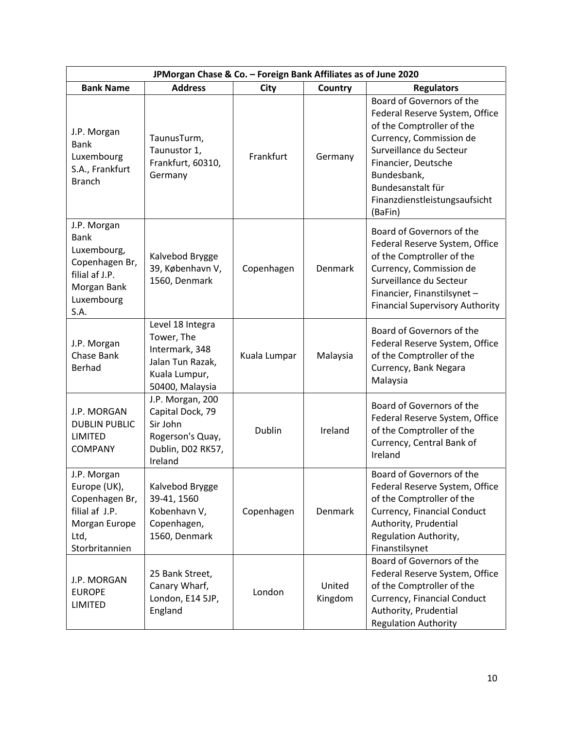| JPMorgan Chase & Co. – Foreign Bank Affiliates as of June 2020 | | | | |
|---|---|---|---|---|
| **Bank Name** | **Address** | **City** | **Country** | **Regulators** |
| J.P. Morgan Bank Luxembourg S.A., Frankfurt Branch | TaunusTurm, Taunustor 1, Frankfurt, 60310, Germany | Frankfurt | Germany | Board of Governors of the Federal Reserve System, Office of the Comptroller of the Currency, Commission de Surveillance du Secteur Financier, Deutsche Bundesbank, Bundesanstalt für Finanzdienstleistungsaufsicht (BaFin) |
| J.P. Morgan Bank Luxembourg, Copenhagen Br, filial af J.P. Morgan Bank Luxembourg S.A. | Kalvebod Brygge 39, København V, 1560, Denmark | Copenhagen | Denmark | Board of Governors of the Federal Reserve System, Office of the Comptroller of the Currency, Commission de Surveillance du Secteur Financier, Finanstilsynet – Financial Supervisory Authority |
| J.P. Morgan Chase Bank Berhad | Level 18 Integra Tower, The Intermark, 348 Jalan Tun Razak, Kuala Lumpur, 50400, Malaysia | Kuala Lumpar | Malaysia | Board of Governors of the Federal Reserve System, Office of the Comptroller of the Currency, Bank Negara Malaysia |
| J.P. MORGAN DUBLIN PUBLIC LIMITED COMPANY | J.P. Morgan, 200 Capital Dock, 79 Sir John Rogerson's Quay, Dublin, D02 RK57, Ireland | Dublin | Ireland | Board of Governors of the Federal Reserve System, Office of the Comptroller of the Currency, Central Bank of Ireland |
| J.P. Morgan Europe (UK), Copenhagen Br, filial af J.P. Morgan Europe Ltd, Storbritannien | Kalvebod Brygge 39-41, 1560 Kobenhavn V, Copenhagen, 1560, Denmark | Copenhagen | Denmark | Board of Governors of the Federal Reserve System, Office of the Comptroller of the Currency, Financial Conduct Authority, Prudential Regulation Authority, Finanstilsynet |
| J.P. MORGAN EUROPE LIMITED | 25 Bank Street, Canary Wharf, London, E14 5JP, England | London | United Kingdom | Board of Governors of the Federal Reserve System, Office of the Comptroller of the Currency, Financial Conduct Authority, Prudential Regulation Authority |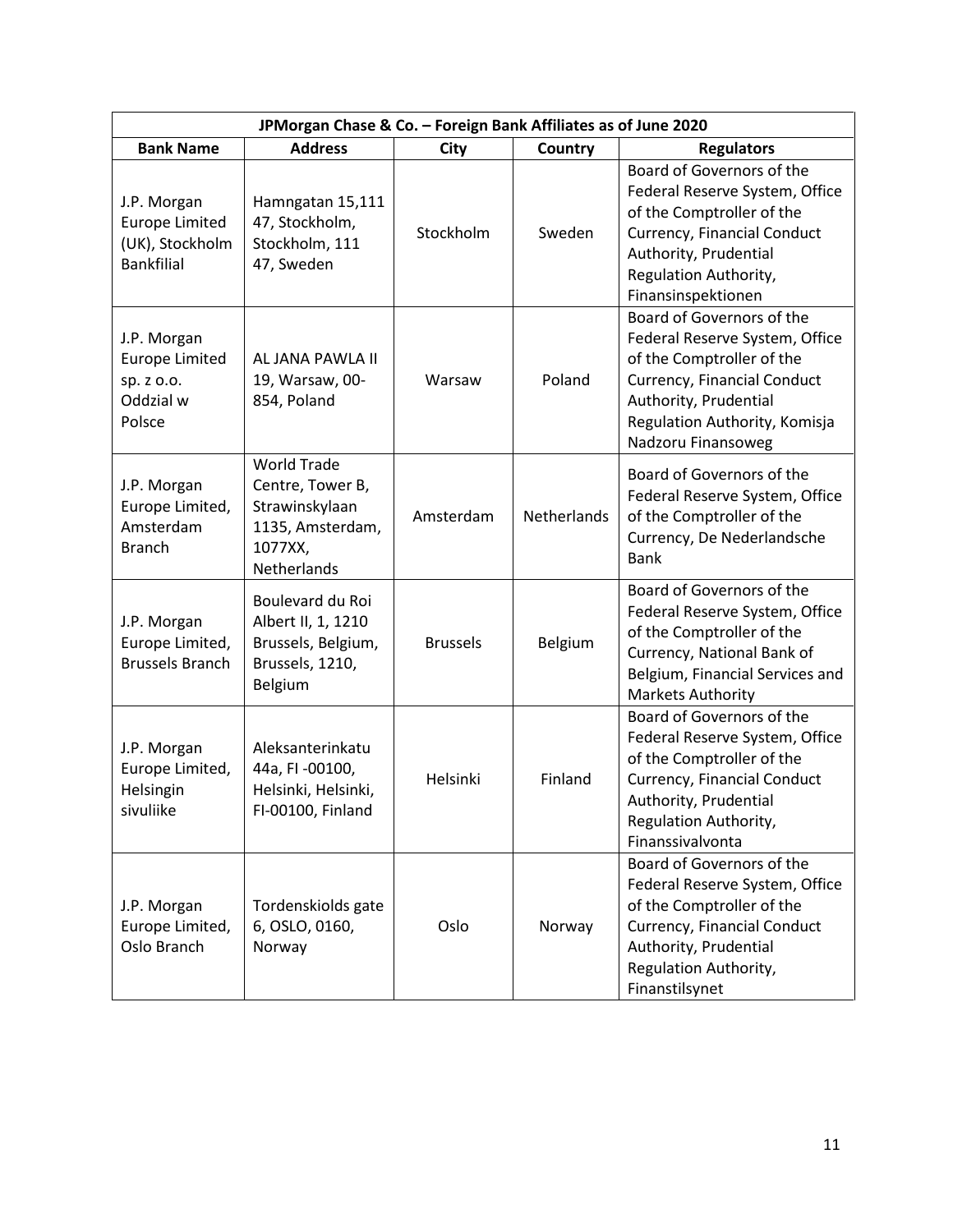| JPMorgan Chase & Co. – Foreign Bank Affiliates as of June 2020 | | | | |
|---|---|---|---|---|
| **Bank Name** | **Address** | **City** | **Country** | **Regulators** |
| J.P. Morgan Europe Limited (UK), Stockholm Bankfilial | Hamngatan 15,111 47, Stockholm, Stockholm, 111 47, Sweden | Stockholm | Sweden | Board of Governors of the Federal Reserve System, Office of the Comptroller of the Currency, Financial Conduct Authority, Prudential Regulation Authority, Finansinspektionen |
| J.P. Morgan Europe Limited sp. z o.o. Oddzial w Polsce | AL JANA PAWLA II 19, Warsaw, 00-854, Poland | Warsaw | Poland | Board of Governors of the Federal Reserve System, Office of the Comptroller of the Currency, Financial Conduct Authority, Prudential Regulation Authority, Komisja Nadzoru Finansoweg |
| J.P. Morgan Europe Limited, Amsterdam Branch | World Trade Centre, Tower B, Strawinskylaan 1135, Amsterdam, 1077XX, Netherlands | Amsterdam | Netherlands | Board of Governors of the Federal Reserve System, Office of the Comptroller of the Currency, De Nederlandsche Bank |
| J.P. Morgan Europe Limited, Brussels Branch | Boulevard du Roi Albert II, 1, 1210 Brussels, Belgium, Brussels, 1210, Belgium | Brussels | Belgium | Board of Governors of the Federal Reserve System, Office of the Comptroller of the Currency, National Bank of Belgium, Financial Services and Markets Authority |
| J.P. Morgan Europe Limited, Helsingin sivuliike | Aleksanterinkatu 44a, FI -00100, Helsinki, Helsinki, FI-00100, Finland | Helsinki | Finland | Board of Governors of the Federal Reserve System, Office of the Comptroller of the Currency, Financial Conduct Authority, Prudential Regulation Authority, Finanssivalvonta |
| J.P. Morgan Europe Limited, Oslo Branch | Tordenskiolds gate 6, OSLO, 0160, Norway | Oslo | Norway | Board of Governors of the Federal Reserve System, Office of the Comptroller of the Currency, Financial Conduct Authority, Prudential Regulation Authority, Finanstilsynet |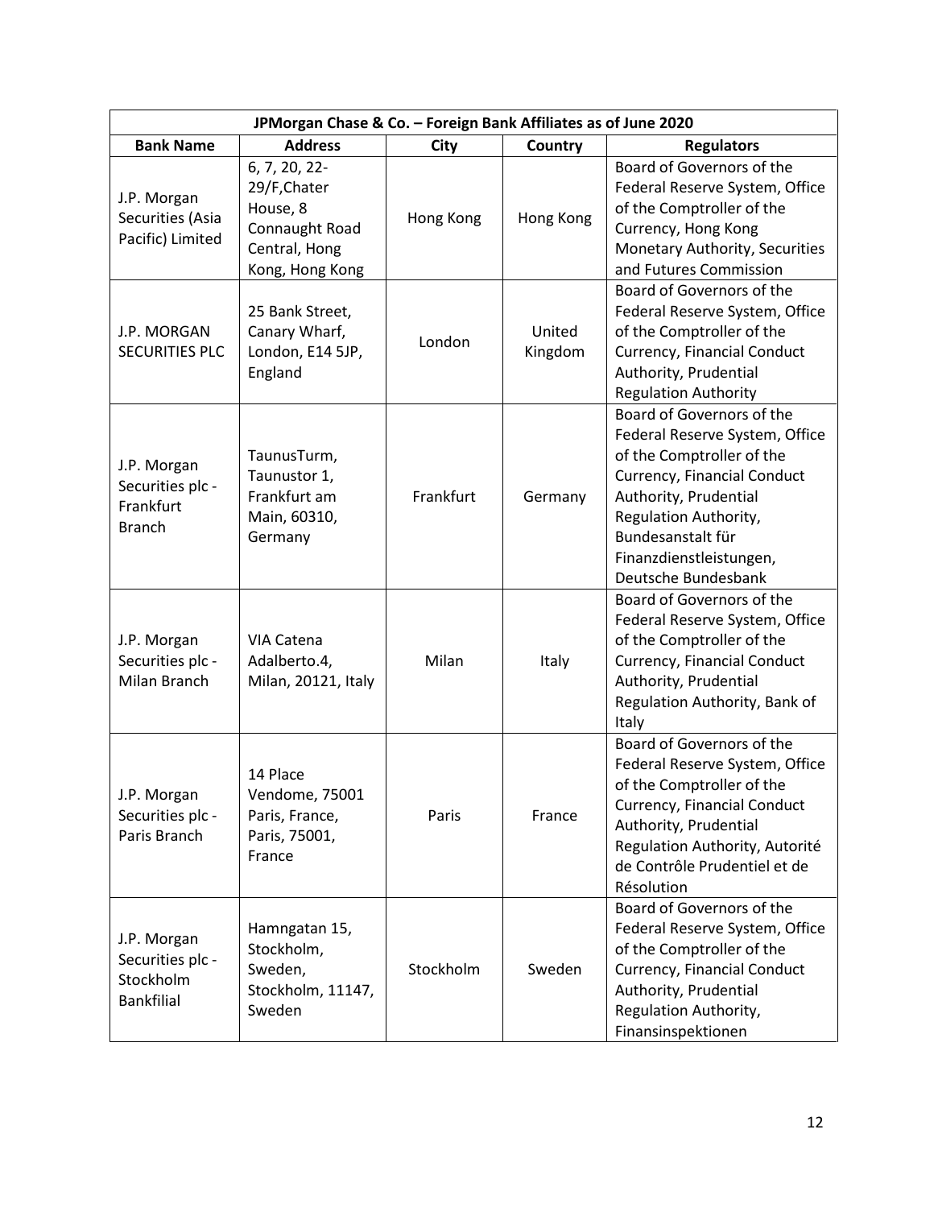| JPMorgan Chase & Co. – Foreign Bank Affiliates as of June 2020 | | | | |
|---|---|---|---|---|
| **Bank Name** | **Address** | **City** | **Country** | **Regulators** |
| J.P. Morgan Securities (Asia Pacific) Limited | 6, 7, 20, 22-29/F,Chater House, 8 Connaught Road Central, Hong Kong, Hong Kong | Hong Kong | Hong Kong | Board of Governors of the Federal Reserve System, Office of the Comptroller of the Currency, Hong Kong Monetary Authority, Securities and Futures Commission |
| J.P. MORGAN SECURITIES PLC | 25 Bank Street, Canary Wharf, London, E14 5JP, England | London | United Kingdom | Board of Governors of the Federal Reserve System, Office of the Comptroller of the Currency, Financial Conduct Authority, Prudential Regulation Authority |
| J.P. Morgan Securities plc - Frankfurt Branch | TaunusTurm, Taunustor 1, Frankfurt am Main, 60310, Germany | Frankfurt | Germany | Board of Governors of the Federal Reserve System, Office of the Comptroller of the Currency, Financial Conduct Authority, Prudential Regulation Authority, Bundesanstalt für Finanzdienstleistungen, Deutsche Bundesbank |
| J.P. Morgan Securities plc - Milan Branch | VIA Catena Adalberto.4, Milan, 20121, Italy | Milan | Italy | Board of Governors of the Federal Reserve System, Office of the Comptroller of the Currency, Financial Conduct Authority, Prudential Regulation Authority, Bank of Italy |
| J.P. Morgan Securities plc - Paris Branch | 14 Place Vendome, 75001 Paris, France, Paris, 75001, France | Paris | France | Board of Governors of the Federal Reserve System, Office of the Comptroller of the Currency, Financial Conduct Authority, Prudential Regulation Authority, Autorité de Contrôle Prudentiel et de Résolution |
| J.P. Morgan Securities plc - Stockholm Bankfilial | Hamngatan 15, Stockholm, Sweden, Stockholm, 11147, Sweden | Stockholm | Sweden | Board of Governors of the Federal Reserve System, Office of the Comptroller of the Currency, Financial Conduct Authority, Prudential Regulation Authority, Finansinspektionen |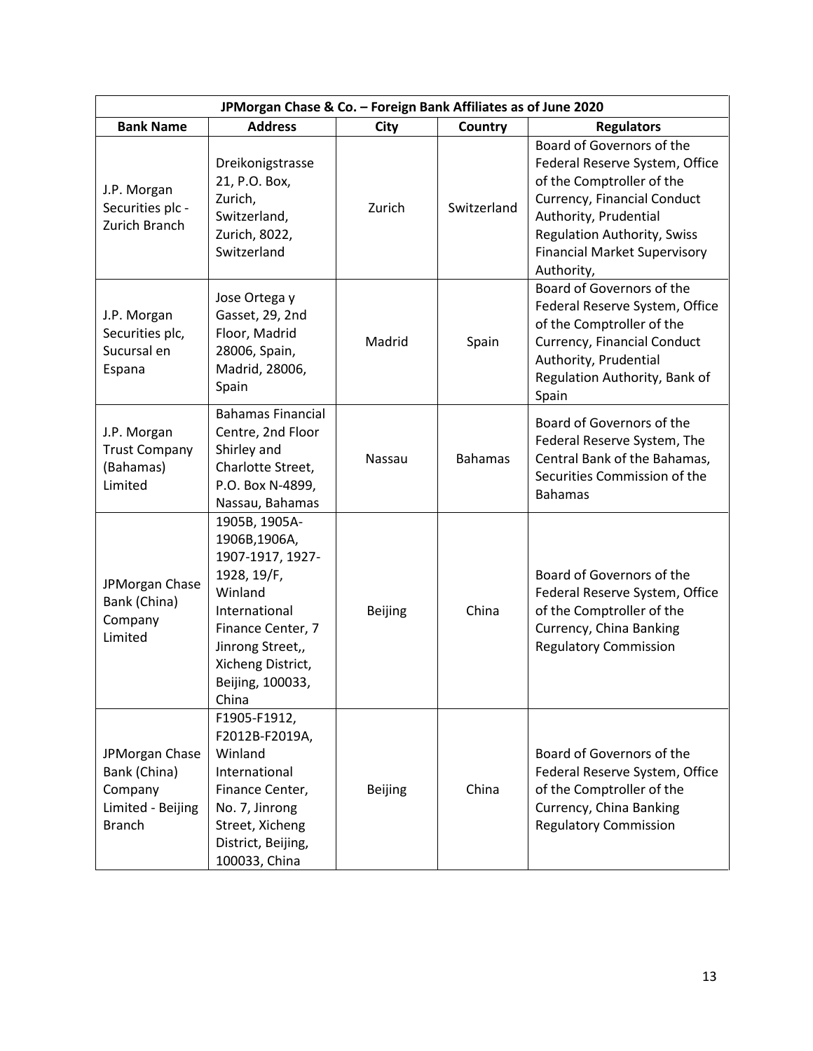| JPMorgan Chase & Co. – Foreign Bank Affiliates as of June 2020 | | | | |
|---|---|---|---|---|
| **Bank Name** | **Address** | **City** | **Country** | **Regulators** |
| J.P. Morgan Securities plc - Zurich Branch | Dreikonigstrasse 21, P.O. Box, Zurich, Switzerland, Zurich, 8022, Switzerland | Zurich | Switzerland | Board of Governors of the Federal Reserve System, Office of the Comptroller of the Currency, Financial Conduct Authority, Prudential Regulation Authority, Swiss Financial Market Supervisory Authority, |
| J.P. Morgan Securities plc, Sucursal en Espana | Jose Ortega y Gasset, 29, 2nd Floor, Madrid 28006, Spain, Madrid, 28006, Spain | Madrid | Spain | Board of Governors of the Federal Reserve System, Office of the Comptroller of the Currency, Financial Conduct Authority, Prudential Regulation Authority, Bank of Spain |
| J.P. Morgan Trust Company (Bahamas) Limited | Bahamas Financial Centre, 2nd Floor Shirley and Charlotte Street, P.O. Box N-4899, Nassau, Bahamas | Nassau | Bahamas | Board of Governors of the Federal Reserve System, The Central Bank of the Bahamas, Securities Commission of the Bahamas |
| JPMorgan Chase Bank (China) Company Limited | 1905B, 1905A-1906B,1906A, 1907-1917, 1927-1928, 19/F, Winland International Finance Center, 7 Jinrong Street,, Xicheng District, Beijing, 100033, China | Beijing | China | Board of Governors of the Federal Reserve System, Office of the Comptroller of the Currency, China Banking Regulatory Commission |
| JPMorgan Chase Bank (China) Company Limited - Beijing Branch | F1905-F1912, F2012B-F2019A, Winland International Finance Center, No. 7, Jinrong Street, Xicheng District, Beijing, 100033, China | Beijing | China | Board of Governors of the Federal Reserve System, Office of the Comptroller of the Currency, China Banking Regulatory Commission |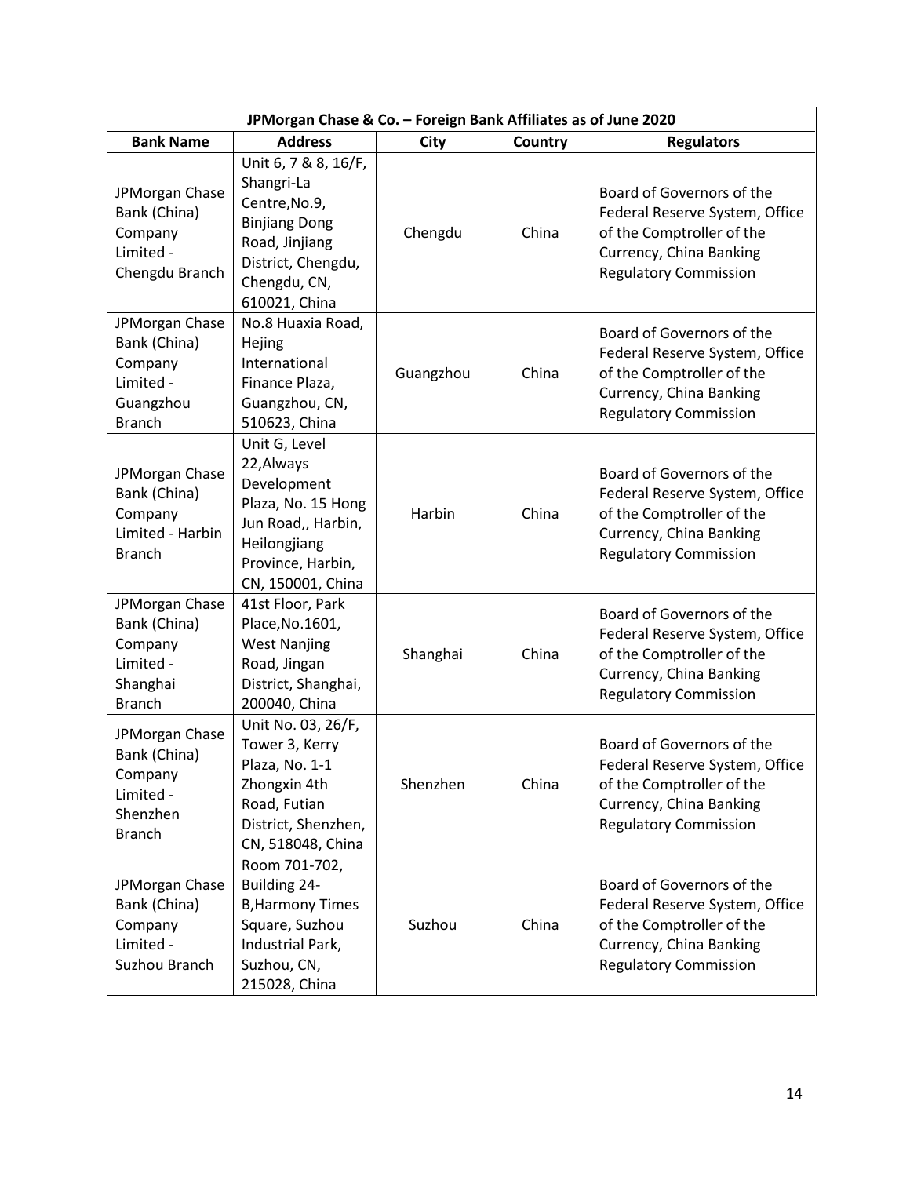| JPMorgan Chase & Co. – Foreign Bank Affiliates as of June 2020 | | | | |
|---|---|---|---|---|
| **Bank Name** | **Address** | **City** | **Country** | **Regulators** |
| JPMorgan Chase Bank (China) Company Limited - Chengdu Branch | Unit 6, 7 & 8, 16/F, Shangri-La Centre,No.9, Binjiang Dong Road, Jinjiang District, Chengdu, Chengdu, CN, 610021, China | Chengdu | China | Board of Governors of the Federal Reserve System, Office of the Comptroller of the Currency, China Banking Regulatory Commission |
| JPMorgan Chase Bank (China) Company Limited - Guangzhou Branch | No.8 Huaxia Road, Hejing International Finance Plaza, Guangzhou, CN, 510623, China | Guangzhou | China | Board of Governors of the Federal Reserve System, Office of the Comptroller of the Currency, China Banking Regulatory Commission |
| JPMorgan Chase Bank (China) Company Limited - Harbin Branch | Unit G, Level 22,Always Development Plaza, No. 15 Hong Jun Road,, Harbin, Heilongjiang Province, Harbin, CN, 150001, China | Harbin | China | Board of Governors of the Federal Reserve System, Office of the Comptroller of the Currency, China Banking Regulatory Commission |
| JPMorgan Chase Bank (China) Company Limited - Shanghai Branch | 41st Floor, Park Place,No.1601, West Nanjing Road, Jingan District, Shanghai, 200040, China | Shanghai | China | Board of Governors of the Federal Reserve System, Office of the Comptroller of the Currency, China Banking Regulatory Commission |
| JPMorgan Chase Bank (China) Company Limited - Shenzhen Branch | Unit No. 03, 26/F, Tower 3, Kerry Plaza, No. 1-1 Zhongxin 4th Road, Futian District, Shenzhen, CN, 518048, China | Shenzhen | China | Board of Governors of the Federal Reserve System, Office of the Comptroller of the Currency, China Banking Regulatory Commission |
| JPMorgan Chase Bank (China) Company Limited - Suzhou Branch | Room 701-702, Building 24-B,Harmony Times Square, Suzhou Industrial Park, Suzhou, CN, 215028, China | Suzhou | China | Board of Governors of the Federal Reserve System, Office of the Comptroller of the Currency, China Banking Regulatory Commission |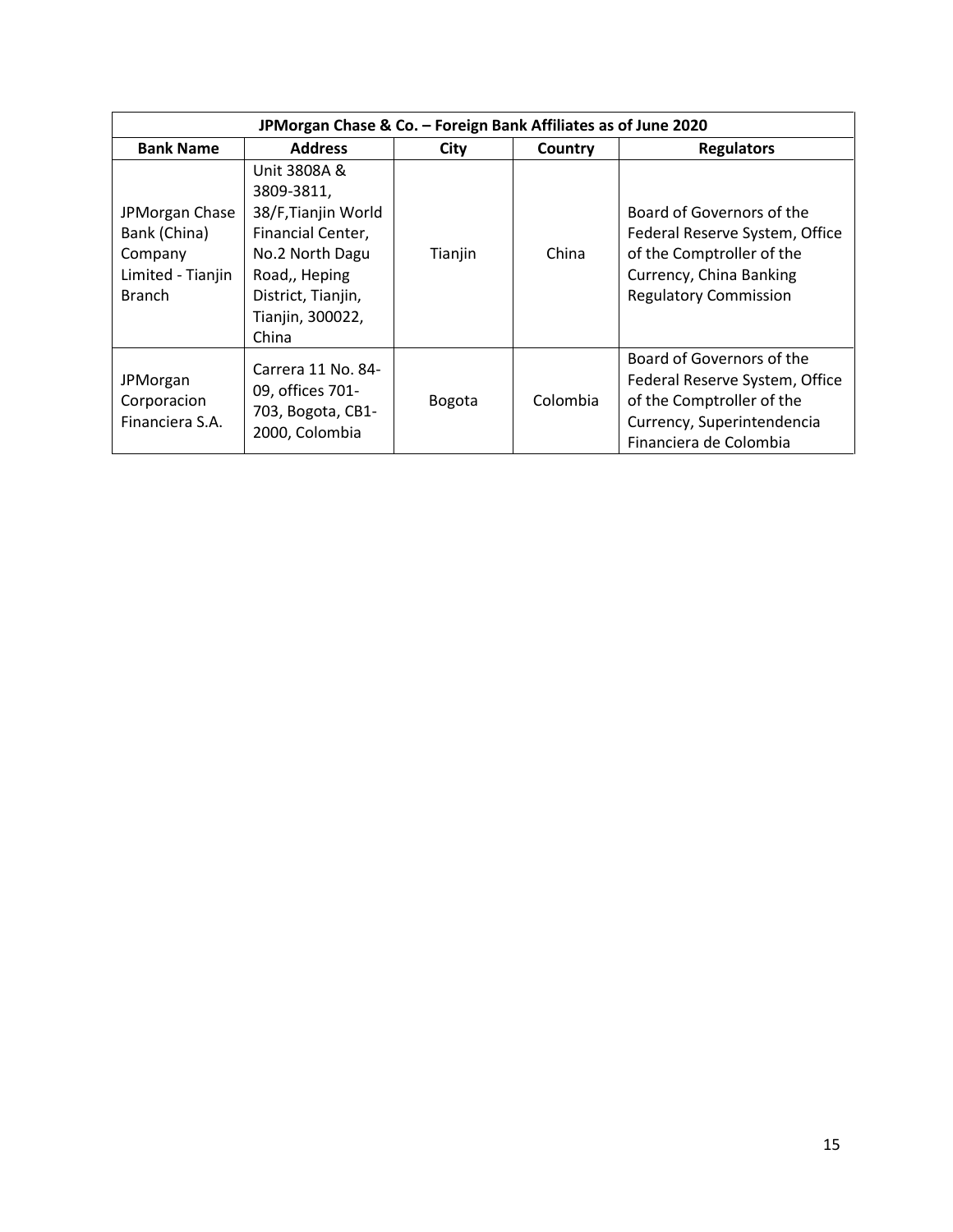| JPMorgan Chase & Co. – Foreign Bank Affiliates as of June 2020 | | | | |
|---|---|---|---|---|
| **Bank Name** | **Address** | **City** | **Country** | **Regulators** |
| JPMorgan Chase Bank (China) Company Limited - Tianjin Branch | Unit 3808A & 3809-3811, 38/F,Tianjin World Financial Center, No.2 North Dagu Road,, Heping District, Tianjin, Tianjin, 300022, China | Tianjin | China | Board of Governors of the Federal Reserve System, Office of the Comptroller of the Currency, China Banking Regulatory Commission |
| JPMorgan Corporacion Financiera S.A. | Carrera 11 No. 84-09, offices 701-703, Bogota, CB1-2000, Colombia | Bogota | Colombia | Board of Governors of the Federal Reserve System, Office of the Comptroller of the Currency, Superintendencia Financiera de Colombia |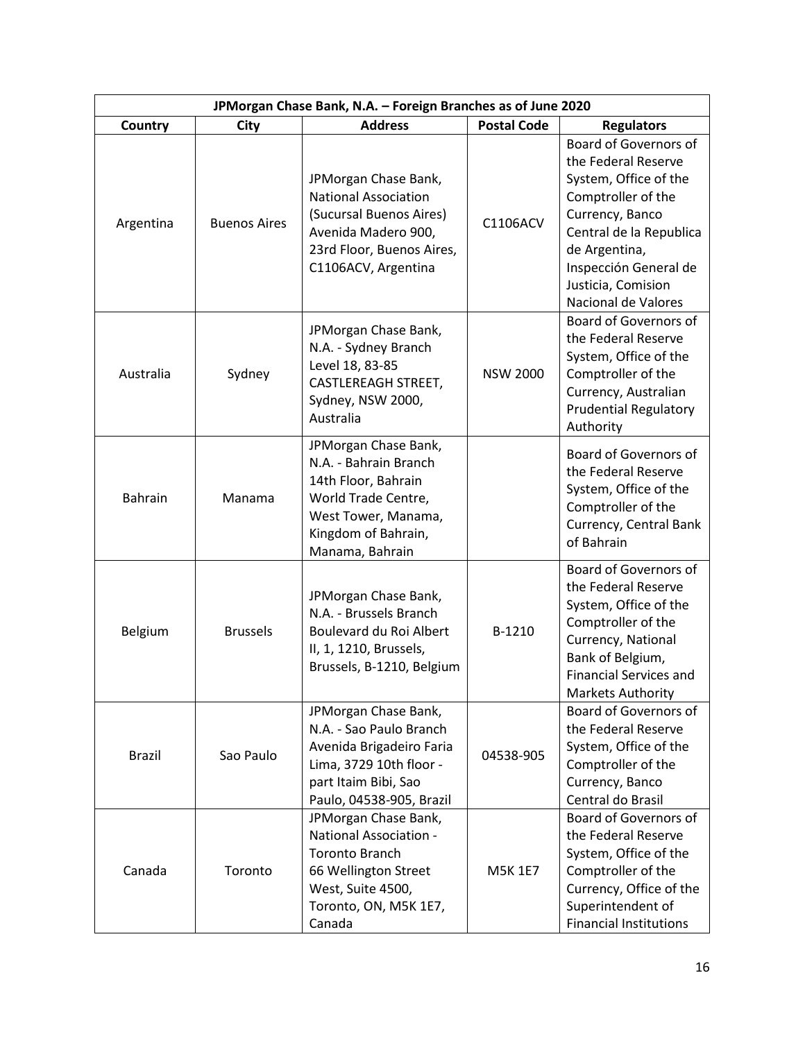| JPMorgan Chase Bank, N.A. – Foreign Branches as of June 2020 | | | | |
|---|---|---|---|---|
| **Country** | **City** | **Address** | **Postal Code** | **Regulators** |
| Argentina | Buenos Aires | JPMorgan Chase Bank, National Association (Sucursal Buenos Aires) Avenida Madero 900, 23rd Floor, Buenos Aires, C1106ACV, Argentina | C1106ACV | Board of Governors of the Federal Reserve System, Office of the Comptroller of the Currency, Banco Central de la Republica de Argentina, Inspección General de Justicia, Comision Nacional de Valores |
| Australia | Sydney | JPMorgan Chase Bank, N.A. - Sydney Branch Level 18, 83-85 CASTLEREAGH STREET, Sydney, NSW 2000, Australia | NSW 2000 | Board of Governors of the Federal Reserve System, Office of the Comptroller of the Currency, Australian Prudential Regulatory Authority |
| Bahrain | Manama | JPMorgan Chase Bank, N.A. - Bahrain Branch 14th Floor, Bahrain World Trade Centre, West Tower, Manama, Kingdom of Bahrain, Manama, Bahrain | | Board of Governors of the Federal Reserve System, Office of the Comptroller of the Currency, Central Bank of Bahrain |
| Belgium | Brussels | JPMorgan Chase Bank, N.A. - Brussels Branch Boulevard du Roi Albert II, 1, 1210, Brussels, Brussels, B-1210, Belgium | B-1210 | Board of Governors of the Federal Reserve System, Office of the Comptroller of the Currency, National Bank of Belgium, Financial Services and Markets Authority |
| Brazil | Sao Paulo | JPMorgan Chase Bank, N.A. - Sao Paulo Branch Avenida Brigadeiro Faria Lima, 3729 10th floor - part Itaim Bibi, Sao Paulo, 04538-905, Brazil | 04538-905 | Board of Governors of the Federal Reserve System, Office of the Comptroller of the Currency, Banco Central do Brasil |
| Canada | Toronto | JPMorgan Chase Bank, National Association - Toronto Branch 66 Wellington Street West, Suite 4500, Toronto, ON, M5K 1E7, Canada | M5K 1E7 | Board of Governors of the Federal Reserve System, Office of the Comptroller of the Currency, Office of the Superintendent of Financial Institutions |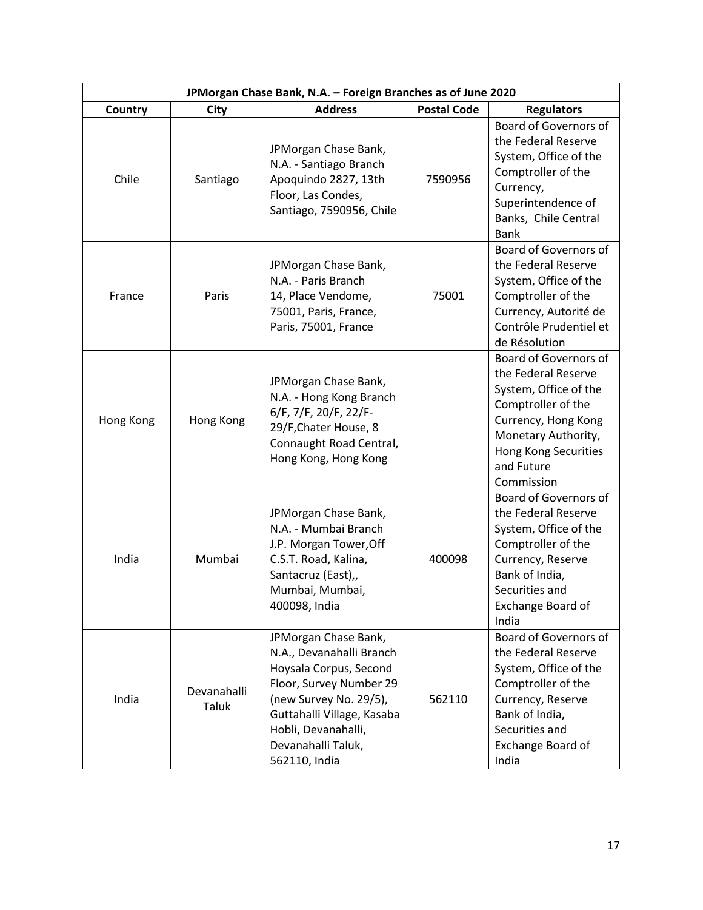| JPMorgan Chase Bank, N.A. – Foreign Branches as of June 2020 | | | | |
|---|---|---|---|---|
| **Country** | **City** | **Address** | **Postal Code** | **Regulators** |
| Chile | Santiago | JPMorgan Chase Bank, N.A. - Santiago Branch Apoquindo 2827, 13th Floor, Las Condes, Santiago, 7590956, Chile | 7590956 | Board of Governors of the Federal Reserve System, Office of the Comptroller of the Currency, Superintendence of Banks, Chile Central Bank |
| France | Paris | JPMorgan Chase Bank, N.A. - Paris Branch 14, Place Vendome, 75001, Paris, France, Paris, 75001, France | 75001 | Board of Governors of the Federal Reserve System, Office of the Comptroller of the Currency, Autorité de Contrôle Prudentiel et de Résolution |
| Hong Kong | Hong Kong | JPMorgan Chase Bank, N.A. - Hong Kong Branch 6/F, 7/F, 20/F, 22/F-29/F,Chater House, 8 Connaught Road Central, Hong Kong, Hong Kong | | Board of Governors of the Federal Reserve System, Office of the Comptroller of the Currency, Hong Kong Monetary Authority, Hong Kong Securities and Future Commission |
| India | Mumbai | JPMorgan Chase Bank, N.A. - Mumbai Branch J.P. Morgan Tower,Off C.S.T. Road, Kalina, Santacruz (East),, Mumbai, Mumbai, 400098, India | 400098 | Board of Governors of the Federal Reserve System, Office of the Comptroller of the Currency, Reserve Bank of India, Securities and Exchange Board of India |
| India | Devanahalli Taluk | JPMorgan Chase Bank, N.A., Devanahalli Branch Hoysala Corpus, Second Floor, Survey Number 29 (new Survey No. 29/5), Guttahalli Village, Kasaba Hobli, Devanahalli, Devanahalli Taluk, 562110, India | 562110 | Board of Governors of the Federal Reserve System, Office of the Comptroller of the Currency, Reserve Bank of India, Securities and Exchange Board of India |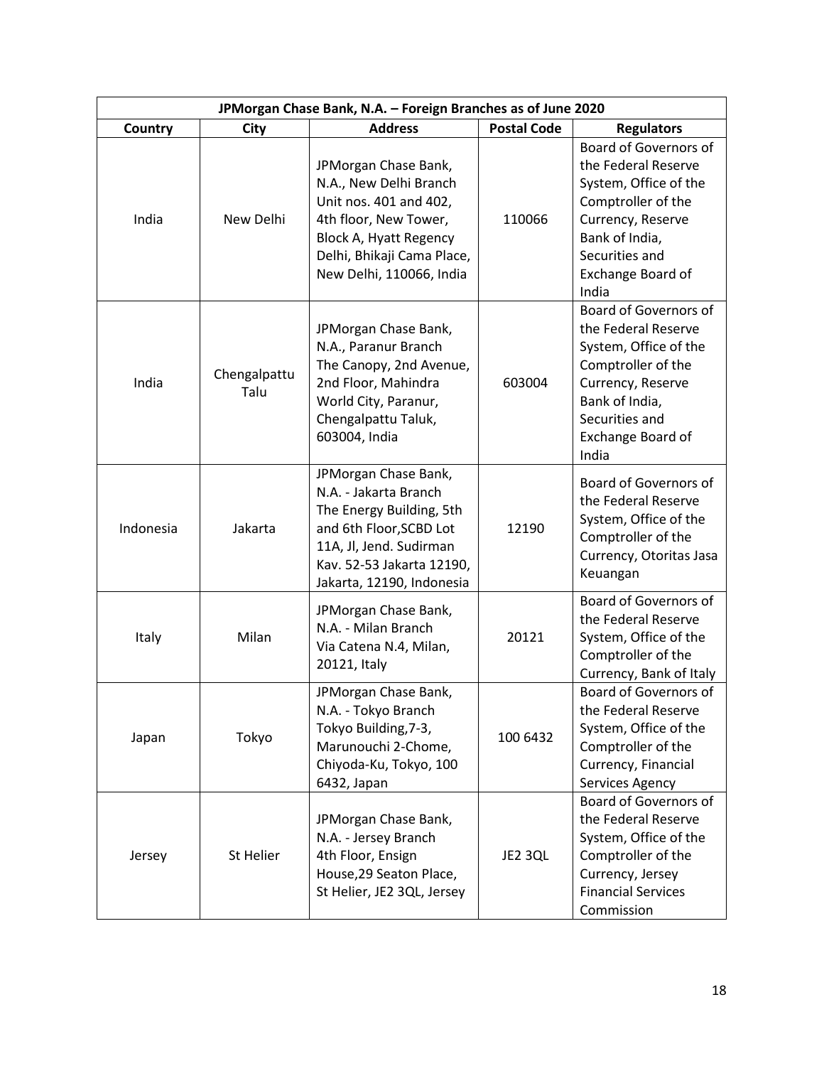| JPMorgan Chase Bank, N.A. – Foreign Branches as of June 2020 | | | | |
|---|---|---|---|---|
| **Country** | **City** | **Address** | **Postal Code** | **Regulators** |
| India | New Delhi | JPMorgan Chase Bank, N.A., New Delhi Branch Unit nos. 401 and 402, 4th floor, New Tower, Block A, Hyatt Regency Delhi, Bhikaji Cama Place, New Delhi, 110066, India | 110066 | Board of Governors of the Federal Reserve System, Office of the Comptroller of the Currency, Reserve Bank of India, Securities and Exchange Board of India |
| India | Chengalpattu Talu | JPMorgan Chase Bank, N.A., Paranur Branch The Canopy, 2nd Avenue, 2nd Floor, Mahindra World City, Paranur, Chengalpattu Taluk, 603004, India | 603004 | Board of Governors of the Federal Reserve System, Office of the Comptroller of the Currency, Reserve Bank of India, Securities and Exchange Board of India |
| Indonesia | Jakarta | JPMorgan Chase Bank, N.A. - Jakarta Branch The Energy Building, 5th and 6th Floor,SCBD Lot 11A, Jl, Jend. Sudirman Kav. 52-53 Jakarta 12190, Jakarta, 12190, Indonesia | 12190 | Board of Governors of the Federal Reserve System, Office of the Comptroller of the Currency, Otoritas Jasa Keuangan |
| Italy | Milan | JPMorgan Chase Bank, N.A. - Milan Branch Via Catena N.4, Milan, 20121, Italy | 20121 | Board of Governors of the Federal Reserve System, Office of the Comptroller of the Currency, Bank of Italy |
| Japan | Tokyo | JPMorgan Chase Bank, N.A. - Tokyo Branch Tokyo Building,7-3, Marunouchi 2-Chome, Chiyoda-Ku, Tokyo, 100 6432, Japan | 100 6432 | Board of Governors of the Federal Reserve System, Office of the Comptroller of the Currency, Financial Services Agency |
| Jersey | St Helier | JPMorgan Chase Bank, N.A. - Jersey Branch 4th Floor, Ensign House,29 Seaton Place, St Helier, JE2 3QL, Jersey | JE2 3QL | Board of Governors of the Federal Reserve System, Office of the Comptroller of the Currency, Jersey Financial Services Commission |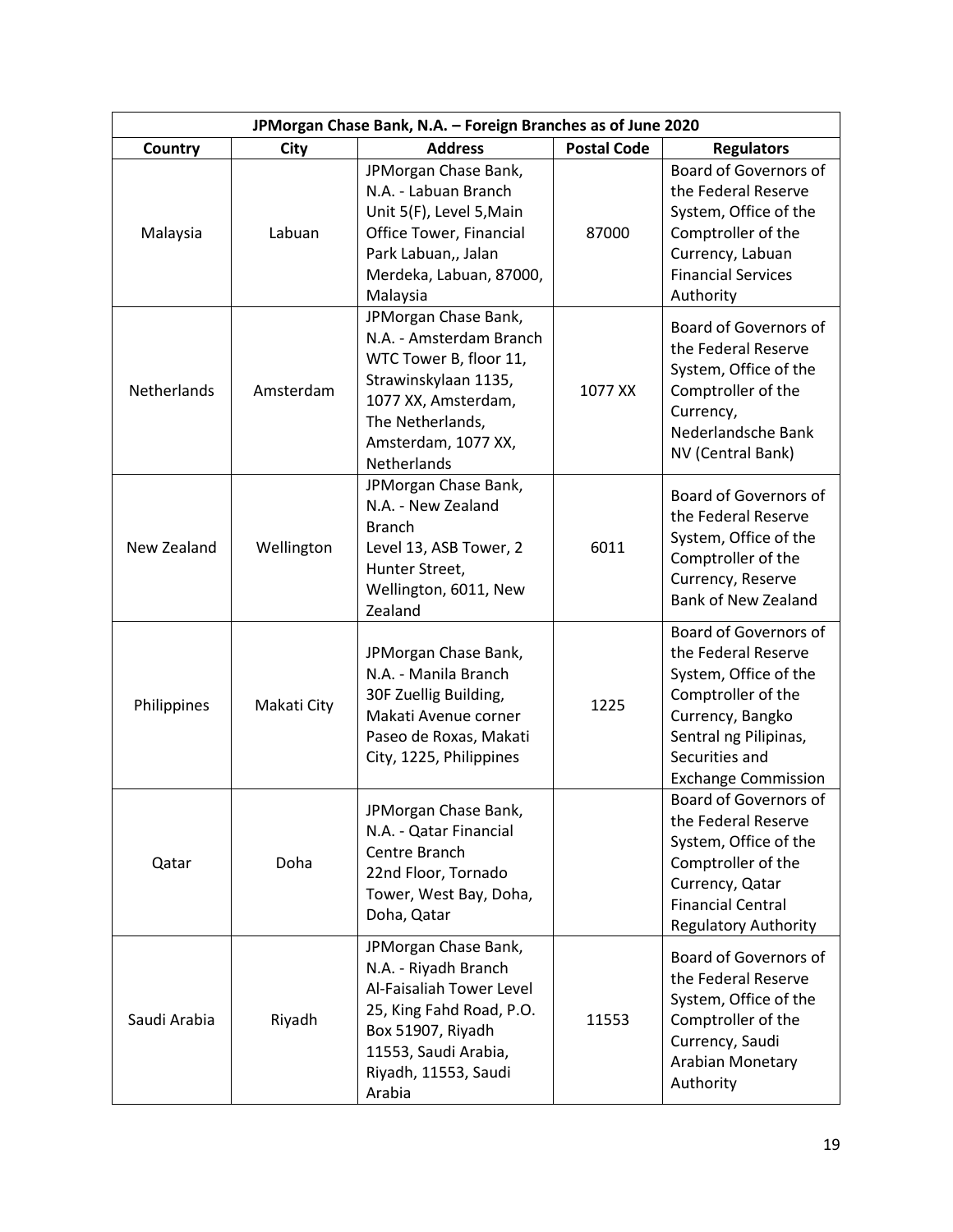| JPMorgan Chase Bank, N.A. – Foreign Branches as of June 2020 | | | | |
|---|---|---|---|---|
| **Country** | **City** | **Address** | **Postal Code** | **Regulators** |
| Malaysia | Labuan | JPMorgan Chase Bank, N.A. - Labuan Branch Unit 5(F), Level 5,Main Office Tower, Financial Park Labuan,, Jalan Merdeka, Labuan, 87000, Malaysia | 87000 | Board of Governors of the Federal Reserve System, Office of the Comptroller of the Currency, Labuan Financial Services Authority |
| Netherlands | Amsterdam | JPMorgan Chase Bank, N.A. - Amsterdam Branch WTC Tower B, floor 11, Strawinskylaan 1135, 1077 XX, Amsterdam, The Netherlands, Amsterdam, 1077 XX, Netherlands | 1077 XX | Board of Governors of the Federal Reserve System, Office of the Comptroller of the Currency, Nederlandsche Bank NV (Central Bank) |
| New Zealand | Wellington | JPMorgan Chase Bank, N.A. - New Zealand Branch Level 13, ASB Tower, 2 Hunter Street, Wellington, 6011, New Zealand | 6011 | Board of Governors of the Federal Reserve System, Office of the Comptroller of the Currency, Reserve Bank of New Zealand |
| Philippines | Makati City | JPMorgan Chase Bank, N.A. - Manila Branch 30F Zuellig Building, Makati Avenue corner Paseo de Roxas, Makati City, 1225, Philippines | 1225 | Board of Governors of the Federal Reserve System, Office of the Comptroller of the Currency, Bangko Sentral ng Pilipinas, Securities and Exchange Commission |
| Qatar | Doha | JPMorgan Chase Bank, N.A. - Qatar Financial Centre Branch 22nd Floor, Tornado Tower, West Bay, Doha, Doha, Qatar | | Board of Governors of the Federal Reserve System, Office of the Comptroller of the Currency, Qatar Financial Central Regulatory Authority |
| Saudi Arabia | Riyadh | JPMorgan Chase Bank, N.A. - Riyadh Branch Al-Faisaliah Tower Level 25, King Fahd Road, P.O. Box 51907, Riyadh 11553, Saudi Arabia, Riyadh, 11553, Saudi Arabia | 11553 | Board of Governors of the Federal Reserve System, Office of the Comptroller of the Currency, Saudi Arabian Monetary Authority |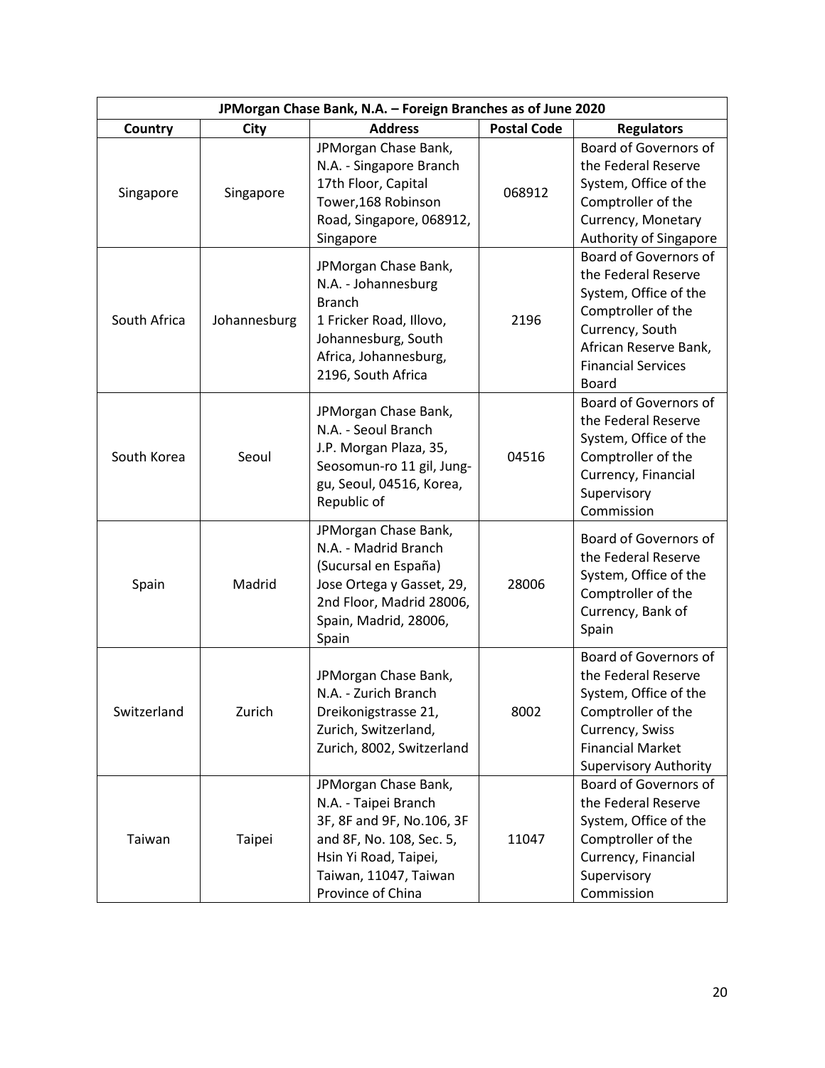| JPMorgan Chase Bank, N.A. – Foreign Branches as of June 2020 | | | | |
|---|---|---|---|---|
| **Country** | **City** | **Address** | **Postal Code** | **Regulators** |
| Singapore | Singapore | JPMorgan Chase Bank, N.A. - Singapore Branch 17th Floor, Capital Tower,168 Robinson Road, Singapore, 068912, Singapore | 068912 | Board of Governors of the Federal Reserve System, Office of the Comptroller of the Currency, Monetary Authority of Singapore |
| South Africa | Johannesburg | JPMorgan Chase Bank, N.A. - Johannesburg Branch 1 Fricker Road, Illovo, Johannesburg, South Africa, Johannesburg, 2196, South Africa | 2196 | Board of Governors of the Federal Reserve System, Office of the Comptroller of the Currency, South African Reserve Bank, Financial Services Board |
| South Korea | Seoul | JPMorgan Chase Bank, N.A. - Seoul Branch J.P. Morgan Plaza, 35, Seosomun-ro 11 gil, Jung-gu, Seoul, 04516, Korea, Republic of | 04516 | Board of Governors of the Federal Reserve System, Office of the Comptroller of the Currency, Financial Supervisory Commission |
| Spain | Madrid | JPMorgan Chase Bank, N.A. - Madrid Branch (Sucursal en España) Jose Ortega y Gasset, 29, 2nd Floor, Madrid 28006, Spain, Madrid, 28006, Spain | 28006 | Board of Governors of the Federal Reserve System, Office of the Comptroller of the Currency, Bank of Spain |
| Switzerland | Zurich | JPMorgan Chase Bank, N.A. - Zurich Branch Dreikonigstrasse 21, Zurich, Switzerland, Zurich, 8002, Switzerland | 8002 | Board of Governors of the Federal Reserve System, Office of the Comptroller of the Currency, Swiss Financial Market Supervisory Authority |
| Taiwan | Taipei | JPMorgan Chase Bank, N.A. - Taipei Branch 3F, 8F and 9F, No.106, 3F and 8F, No. 108, Sec. 5, Hsin Yi Road, Taipei, Taiwan, 11047, Taiwan Province of China | 11047 | Board of Governors of the Federal Reserve System, Office of the Comptroller of the Currency, Financial Supervisory Commission |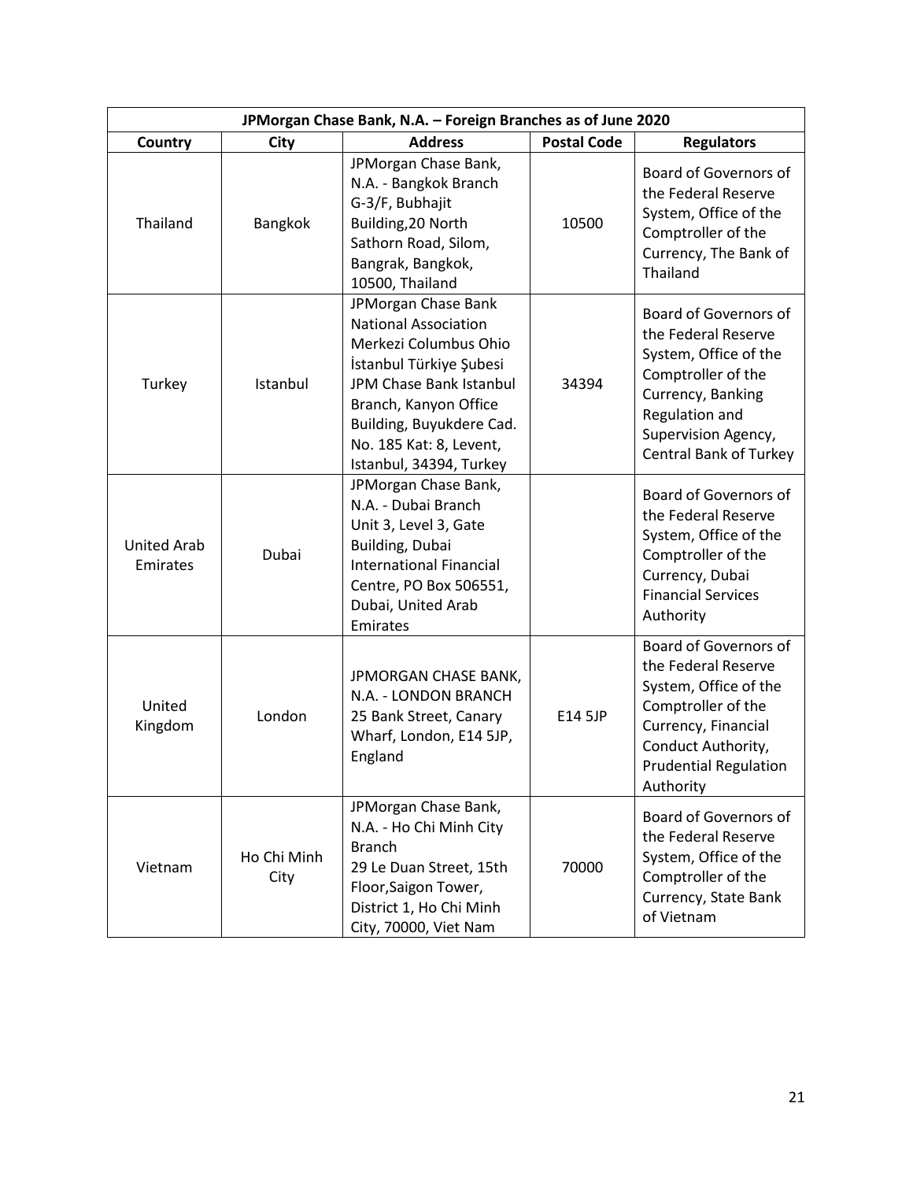| JPMorgan Chase Bank, N.A. – Foreign Branches as of June 2020 | | | | |
|---|---|---|---|---|
| **Country** | **City** | **Address** | **Postal Code** | **Regulators** |
| Thailand | Bangkok | JPMorgan Chase Bank, N.A. - Bangkok Branch G-3/F, Bubhajit Building,20 North Sathorn Road, Silom, Bangrak, Bangkok, 10500, Thailand | 10500 | Board of Governors of the Federal Reserve System, Office of the Comptroller of the Currency, The Bank of Thailand |
| Turkey | Istanbul | JPMorgan Chase Bank National Association Merkezi Columbus Ohio İstanbul Türkiye Şubesi JPM Chase Bank Istanbul Branch, Kanyon Office Building, Buyukdere Cad. No. 185 Kat: 8, Levent, Istanbul, 34394, Turkey | 34394 | Board of Governors of the Federal Reserve System, Office of the Comptroller of the Currency, Banking Regulation and Supervision Agency, Central Bank of Turkey |
| United Arab Emirates | Dubai | JPMorgan Chase Bank, N.A. - Dubai Branch Unit 3, Level 3, Gate Building, Dubai International Financial Centre, PO Box 506551, Dubai, United Arab Emirates | | Board of Governors of the Federal Reserve System, Office of the Comptroller of the Currency, Dubai Financial Services Authority |
| United Kingdom | London | JPMORGAN CHASE BANK, N.A. - LONDON BRANCH 25 Bank Street, Canary Wharf, London, E14 5JP, England | E14 5JP | Board of Governors of the Federal Reserve System, Office of the Comptroller of the Currency, Financial Conduct Authority, Prudential Regulation Authority |
| Vietnam | Ho Chi Minh City | JPMorgan Chase Bank, N.A. - Ho Chi Minh City Branch 29 Le Duan Street, 15th Floor,Saigon Tower, District 1, Ho Chi Minh City, 70000, Viet Nam | 70000 | Board of Governors of the Federal Reserve System, Office of the Comptroller of the Currency, State Bank of Vietnam |